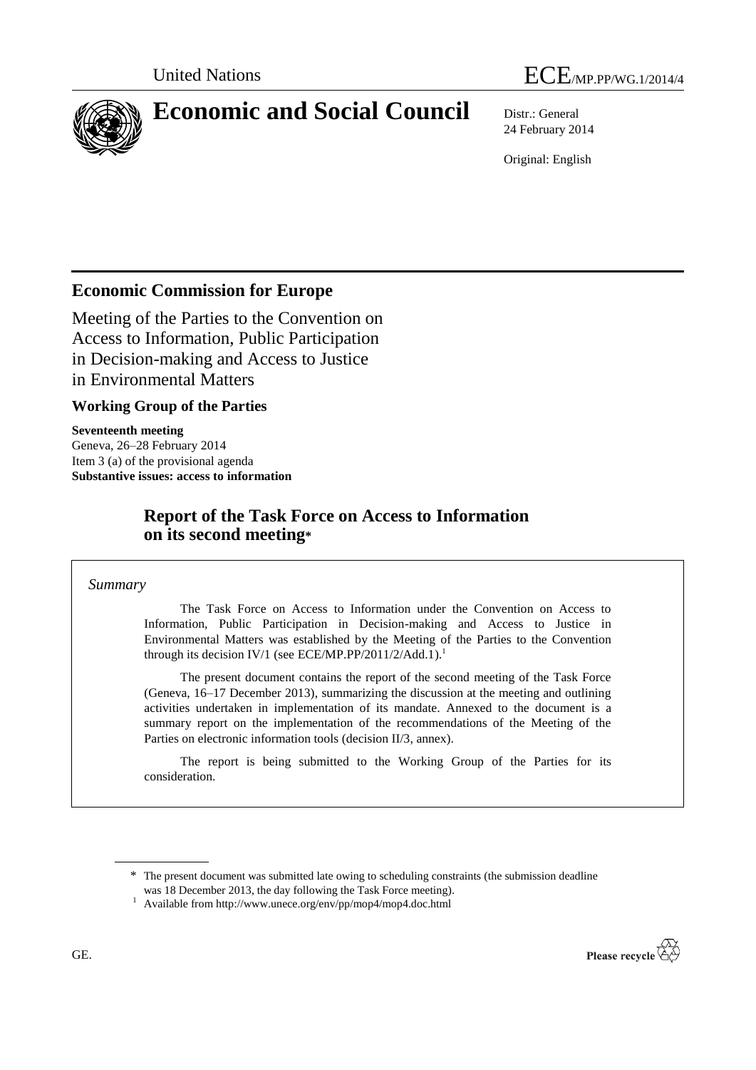United Nations

ECE/MP.PP/WG.1/2014/4

# Economic and Social Council

Distr.: General
24 February 2014

Original: English

## Economic Commission for Europe

Meeting of the Parties to the Convention on Access to Information, Public Participation in Decision-making and Access to Justice in Environmental Matters

### Working Group of the Parties

**Seventeenth meeting**
Geneva, 26–28 February 2014
Item 3 (a) of the provisional agenda
**Substantive issues: access to information**

## Report of the Task Force on Access to Information on its second meeting*

*Summary*

The Task Force on Access to Information under the Convention on Access to Information, Public Participation in Decision-making and Access to Justice in Environmental Matters was established by the Meeting of the Parties to the Convention through its decision IV/1 (see ECE/MP.PP/2011/2/Add.1).[1]

The present document contains the report of the second meeting of the Task Force (Geneva, 16–17 December 2013), summarizing the discussion at the meeting and outlining activities undertaken in implementation of its mandate. Annexed to the document is a summary report on the implementation of the recommendations of the Meeting of the Parties on electronic information tools (decision II/3, annex).

The report is being submitted to the Working Group of the Parties for its consideration.

---

\* The present document was submitted late owing to scheduling constraints (the submission deadline was 18 December 2013, the day following the Task Force meeting).

[1] Available from http://www.unece.org/env/pp/mop4/mop4.doc.html

GE.

Please recycle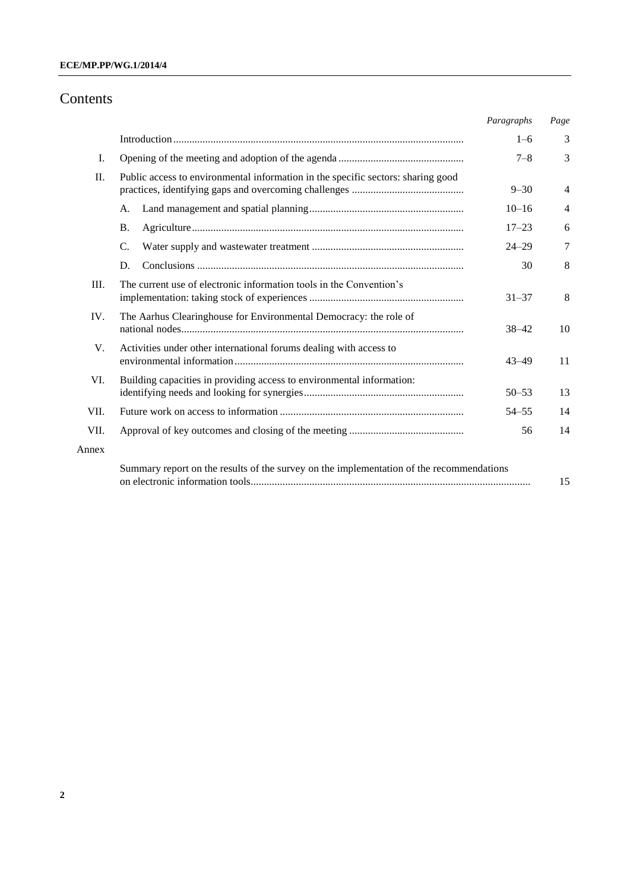# Contents

| | | *Paragraphs* | *Page* |
|---|---|---|---|
| | Introduction | 1–6 | 3 |
| I. | Opening of the meeting and adoption of the agenda | 7–8 | 3 |
| II. | Public access to environmental information in the specific sectors: sharing good practices, identifying gaps and overcoming challenges | 9–30 | 4 |
| | A. Land management and spatial planning | 10–16 | 4 |
| | B. Agriculture | 17–23 | 6 |
| | C. Water supply and wastewater treatment | 24–29 | 7 |
| | D. Conclusions | 30 | 8 |
| III. | The current use of electronic information tools in the Convention's implementation: taking stock of experiences | 31–37 | 8 |
| IV. | The Aarhus Clearinghouse for Environmental Democracy: the role of national nodes | 38–42 | 10 |
| V. | Activities under other international forums dealing with access to environmental information | 43–49 | 11 |
| VI. | Building capacities in providing access to environmental information: identifying needs and looking for synergies | 50–53 | 13 |
| VII. | Future work on access to information | 54–55 | 14 |
| VII. | Approval of key outcomes and closing of the meeting | 56 | 14 |
| Annex | | | |
| | Summary report on the results of the survey on the implementation of the recommendations on electronic information tools | | 15 |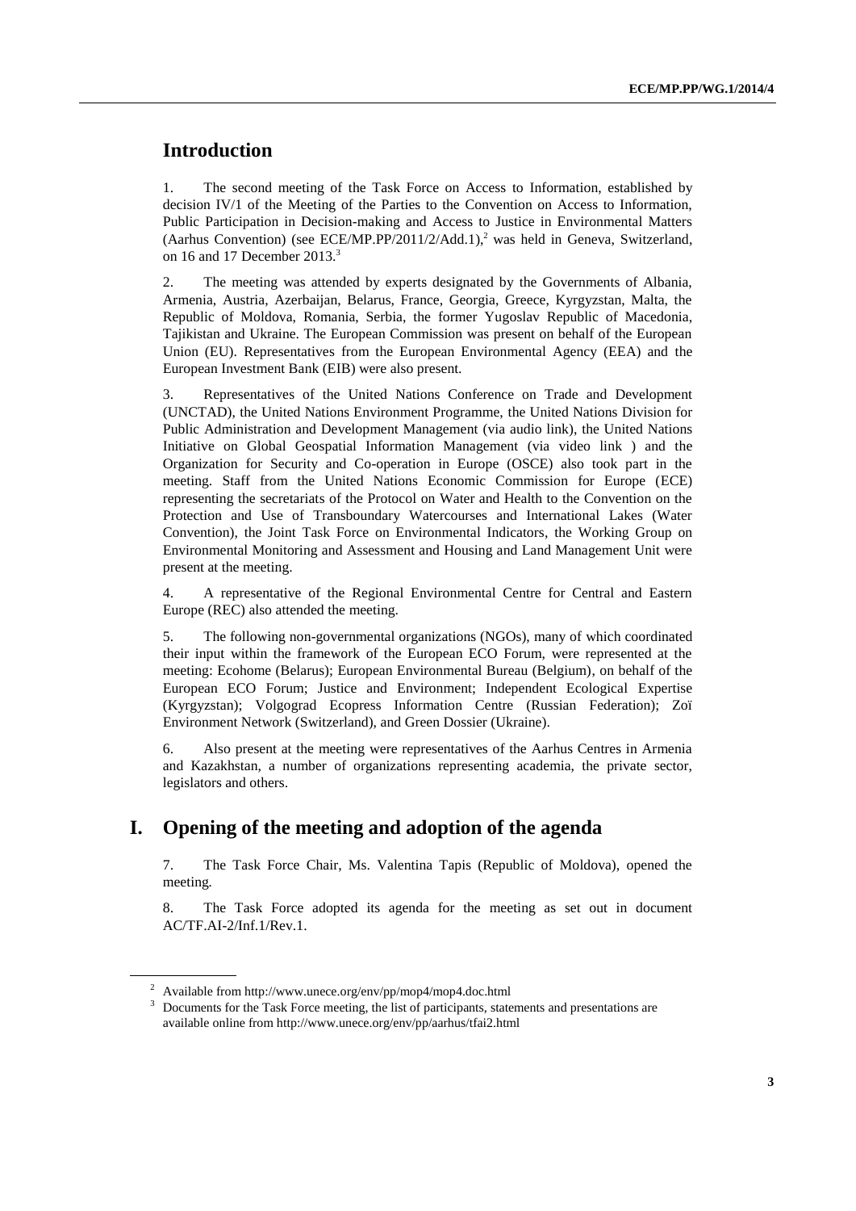## Introduction

1. The second meeting of the Task Force on Access to Information, established by decision IV/1 of the Meeting of the Parties to the Convention on Access to Information, Public Participation in Decision-making and Access to Justice in Environmental Matters (Aarhus Convention) (see ECE/MP.PP/2011/2/Add.1),[2] was held in Geneva, Switzerland, on 16 and 17 December 2013.[3]

2. The meeting was attended by experts designated by the Governments of Albania, Armenia, Austria, Azerbaijan, Belarus, France, Georgia, Greece, Kyrgyzstan, Malta, the Republic of Moldova, Romania, Serbia, the former Yugoslav Republic of Macedonia, Tajikistan and Ukraine. The European Commission was present on behalf of the European Union (EU). Representatives from the European Environmental Agency (EEA) and the European Investment Bank (EIB) were also present.

3. Representatives of the United Nations Conference on Trade and Development (UNCTAD), the United Nations Environment Programme, the United Nations Division for Public Administration and Development Management (via audio link), the United Nations Initiative on Global Geospatial Information Management (via video link ) and the Organization for Security and Co-operation in Europe (OSCE) also took part in the meeting. Staff from the United Nations Economic Commission for Europe (ECE) representing the secretariats of the Protocol on Water and Health to the Convention on the Protection and Use of Transboundary Watercourses and International Lakes (Water Convention), the Joint Task Force on Environmental Indicators, the Working Group on Environmental Monitoring and Assessment and Housing and Land Management Unit were present at the meeting.

4. A representative of the Regional Environmental Centre for Central and Eastern Europe (REC) also attended the meeting.

5. The following non-governmental organizations (NGOs), many of which coordinated their input within the framework of the European ECO Forum, were represented at the meeting: Ecohome (Belarus); European Environmental Bureau (Belgium), on behalf of the European ECO Forum; Justice and Environment; Independent Ecological Expertise (Kyrgyzstan); Volgograd Ecopress Information Centre (Russian Federation); Zoï Environment Network (Switzerland), and Green Dossier (Ukraine).

6. Also present at the meeting were representatives of the Aarhus Centres in Armenia and Kazakhstan, a number of organizations representing academia, the private sector, legislators and others.

## I. Opening of the meeting and adoption of the agenda

7. The Task Force Chair, Ms. Valentina Tapis (Republic of Moldova), opened the meeting.

8. The Task Force adopted its agenda for the meeting as set out in document AC/TF.AI-2/Inf.1/Rev.1.

---

[2] Available from http://www.unece.org/env/pp/mop4/mop4.doc.html

[3] Documents for the Task Force meeting, the list of participants, statements and presentations are available online from http://www.unece.org/env/pp/aarhus/tfai2.html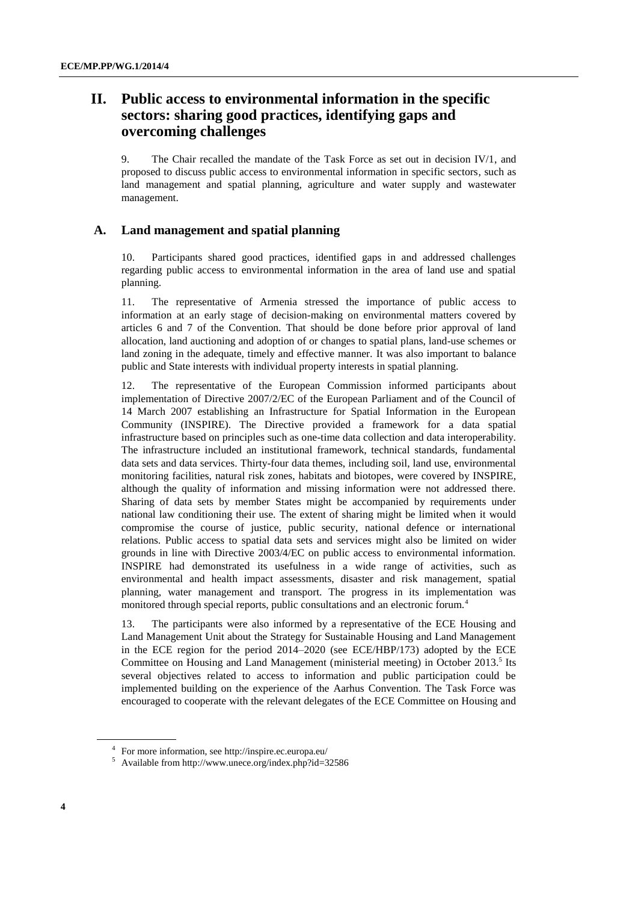## II. Public access to environmental information in the specific sectors: sharing good practices, identifying gaps and overcoming challenges

9. The Chair recalled the mandate of the Task Force as set out in decision IV/1, and proposed to discuss public access to environmental information in specific sectors, such as land management and spatial planning, agriculture and water supply and wastewater management.

### A. Land management and spatial planning

10. Participants shared good practices, identified gaps in and addressed challenges regarding public access to environmental information in the area of land use and spatial planning.

11. The representative of Armenia stressed the importance of public access to information at an early stage of decision-making on environmental matters covered by articles 6 and 7 of the Convention. That should be done before prior approval of land allocation, land auctioning and adoption of or changes to spatial plans, land-use schemes or land zoning in the adequate, timely and effective manner. It was also important to balance public and State interests with individual property interests in spatial planning.

12. The representative of the European Commission informed participants about implementation of Directive 2007/2/EC of the European Parliament and of the Council of 14 March 2007 establishing an Infrastructure for Spatial Information in the European Community (INSPIRE). The Directive provided a framework for a data spatial infrastructure based on principles such as one-time data collection and data interoperability. The infrastructure included an institutional framework, technical standards, fundamental data sets and data services. Thirty-four data themes, including soil, land use, environmental monitoring facilities, natural risk zones, habitats and biotopes, were covered by INSPIRE, although the quality of information and missing information were not addressed there. Sharing of data sets by member States might be accompanied by requirements under national law conditioning their use. The extent of sharing might be limited when it would compromise the course of justice, public security, national defence or international relations. Public access to spatial data sets and services might also be limited on wider grounds in line with Directive 2003/4/EC on public access to environmental information. INSPIRE had demonstrated its usefulness in a wide range of activities, such as environmental and health impact assessments, disaster and risk management, spatial planning, water management and transport. The progress in its implementation was monitored through special reports, public consultations and an electronic forum.[4]

13. The participants were also informed by a representative of the ECE Housing and Land Management Unit about the Strategy for Sustainable Housing and Land Management in the ECE region for the period 2014–2020 (see ECE/HBP/173) adopted by the ECE Committee on Housing and Land Management (ministerial meeting) in October 2013.[5] Its several objectives related to access to information and public participation could be implemented building on the experience of the Aarhus Convention. The Task Force was encouraged to cooperate with the relevant delegates of the ECE Committee on Housing and

---

[4] For more information, see http://inspire.ec.europa.eu/

[5] Available from http://www.unece.org/index.php?id=32586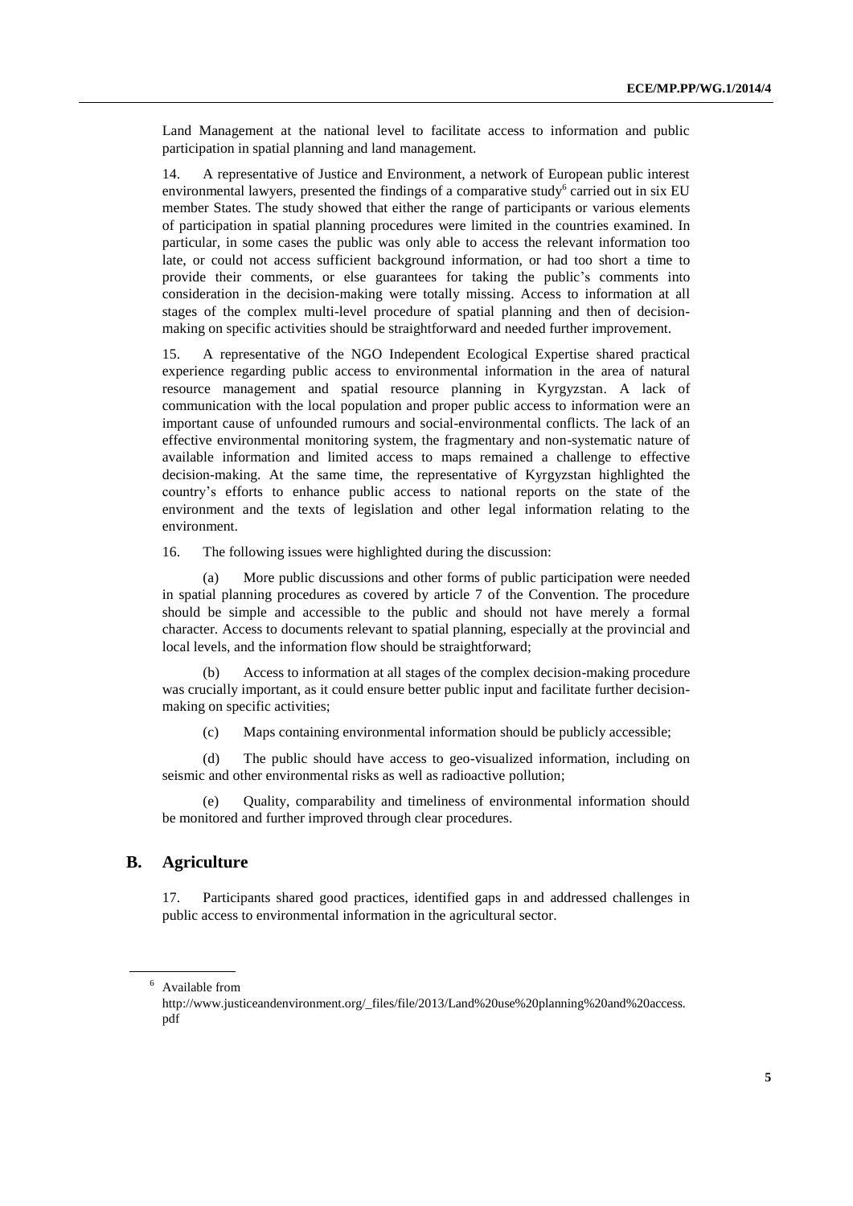Land Management at the national level to facilitate access to information and public participation in spatial planning and land management.

14. A representative of Justice and Environment, a network of European public interest environmental lawyers, presented the findings of a comparative study[6] carried out in six EU member States. The study showed that either the range of participants or various elements of participation in spatial planning procedures were limited in the countries examined. In particular, in some cases the public was only able to access the relevant information too late, or could not access sufficient background information, or had too short a time to provide their comments, or else guarantees for taking the public's comments into consideration in the decision-making were totally missing. Access to information at all stages of the complex multi-level procedure of spatial planning and then of decision-making on specific activities should be straightforward and needed further improvement.

15. A representative of the NGO Independent Ecological Expertise shared practical experience regarding public access to environmental information in the area of natural resource management and spatial resource planning in Kyrgyzstan. A lack of communication with the local population and proper public access to information were an important cause of unfounded rumours and social-environmental conflicts. The lack of an effective environmental monitoring system, the fragmentary and non-systematic nature of available information and limited access to maps remained a challenge to effective decision-making. At the same time, the representative of Kyrgyzstan highlighted the country's efforts to enhance public access to national reports on the state of the environment and the texts of legislation and other legal information relating to the environment.

16. The following issues were highlighted during the discussion:

(a) More public discussions and other forms of public participation were needed in spatial planning procedures as covered by article 7 of the Convention. The procedure should be simple and accessible to the public and should not have merely a formal character. Access to documents relevant to spatial planning, especially at the provincial and local levels, and the information flow should be straightforward;

(b) Access to information at all stages of the complex decision-making procedure was crucially important, as it could ensure better public input and facilitate further decision-making on specific activities;

(c) Maps containing environmental information should be publicly accessible;

(d) The public should have access to geo-visualized information, including on seismic and other environmental risks as well as radioactive pollution;

(e) Quality, comparability and timeliness of environmental information should be monitored and further improved through clear procedures.

## B. Agriculture

17. Participants shared good practices, identified gaps in and addressed challenges in public access to environmental information in the agricultural sector.

---

[6] Available from http://www.justiceandenvironment.org/_files/file/2013/Land%20use%20planning%20and%20access.pdf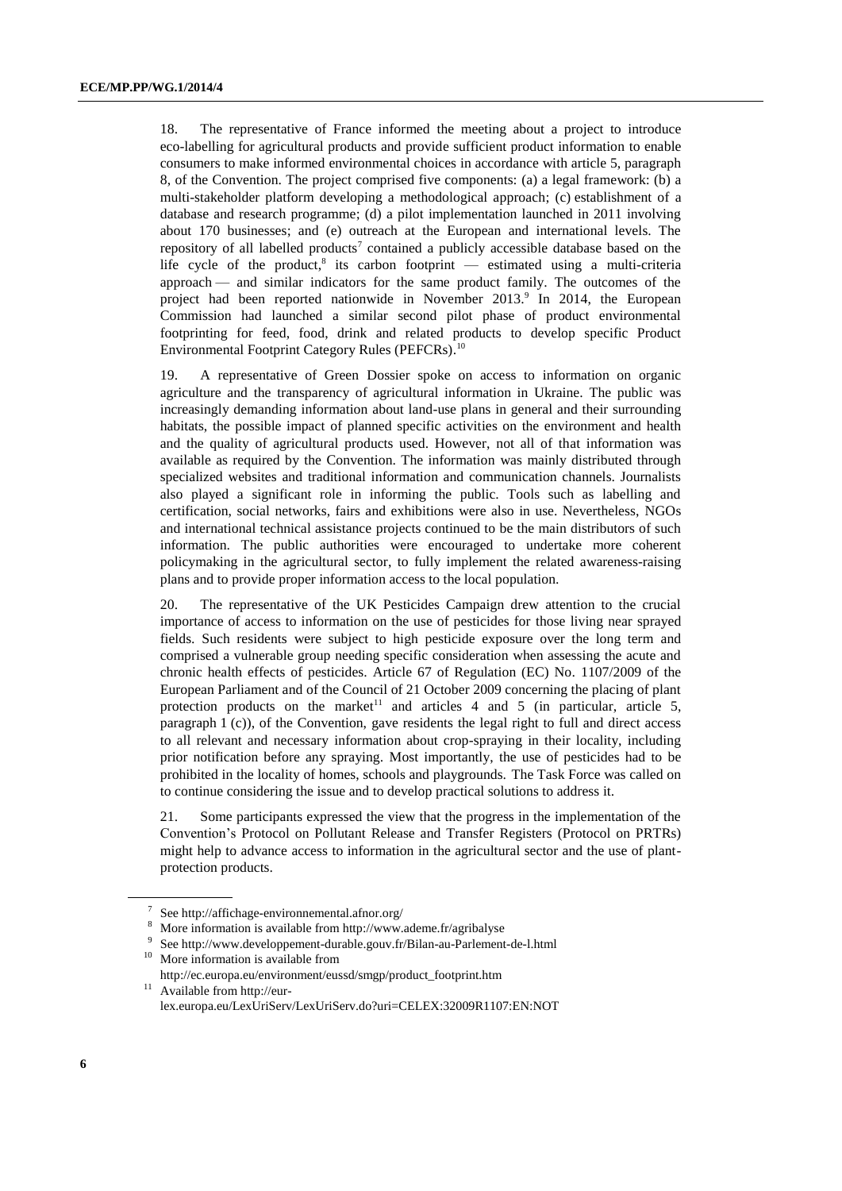18. The representative of France informed the meeting about a project to introduce eco-labelling for agricultural products and provide sufficient product information to enable consumers to make informed environmental choices in accordance with article 5, paragraph 8, of the Convention. The project comprised five components: (a) a legal framework: (b) a multi-stakeholder platform developing a methodological approach; (c) establishment of a database and research programme; (d) a pilot implementation launched in 2011 involving about 170 businesses; and (e) outreach at the European and international levels. The repository of all labelled products[7] contained a publicly accessible database based on the life cycle of the product,[8] its carbon footprint — estimated using a multi-criteria approach — and similar indicators for the same product family. The outcomes of the project had been reported nationwide in November 2013.[9] In 2014, the European Commission had launched a similar second pilot phase of product environmental footprinting for feed, food, drink and related products to develop specific Product Environmental Footprint Category Rules (PEFCRs).[10]

19. A representative of Green Dossier spoke on access to information on organic agriculture and the transparency of agricultural information in Ukraine. The public was increasingly demanding information about land-use plans in general and their surrounding habitats, the possible impact of planned specific activities on the environment and health and the quality of agricultural products used. However, not all of that information was available as required by the Convention. The information was mainly distributed through specialized websites and traditional information and communication channels. Journalists also played a significant role in informing the public. Tools such as labelling and certification, social networks, fairs and exhibitions were also in use. Nevertheless, NGOs and international technical assistance projects continued to be the main distributors of such information. The public authorities were encouraged to undertake more coherent policymaking in the agricultural sector, to fully implement the related awareness-raising plans and to provide proper information access to the local population.

20. The representative of the UK Pesticides Campaign drew attention to the crucial importance of access to information on the use of pesticides for those living near sprayed fields. Such residents were subject to high pesticide exposure over the long term and comprised a vulnerable group needing specific consideration when assessing the acute and chronic health effects of pesticides. Article 67 of Regulation (EC) No. 1107/2009 of the European Parliament and of the Council of 21 October 2009 concerning the placing of plant protection products on the market[11] and articles 4 and 5 (in particular, article 5, paragraph 1 (c)), of the Convention, gave residents the legal right to full and direct access to all relevant and necessary information about crop-spraying in their locality, including prior notification before any spraying. Most importantly, the use of pesticides had to be prohibited in the locality of homes, schools and playgrounds. The Task Force was called on to continue considering the issue and to develop practical solutions to address it.

21. Some participants expressed the view that the progress in the implementation of the Convention's Protocol on Pollutant Release and Transfer Registers (Protocol on PRTRs) might help to advance access to information in the agricultural sector and the use of plant-protection products.

---

[7] See http://affichage-environnemental.afnor.org/

[8] More information is available from http://www.ademe.fr/agribalyse

[9] See http://www.developpement-durable.gouv.fr/Bilan-au-Parlement-de-l.html

[10] More information is available from http://ec.europa.eu/environment/eussd/smgp/product_footprint.htm

[11] Available from http://eur-lex.europa.eu/LexUriServ/LexUriServ.do?uri=CELEX:32009R1107:EN:NOT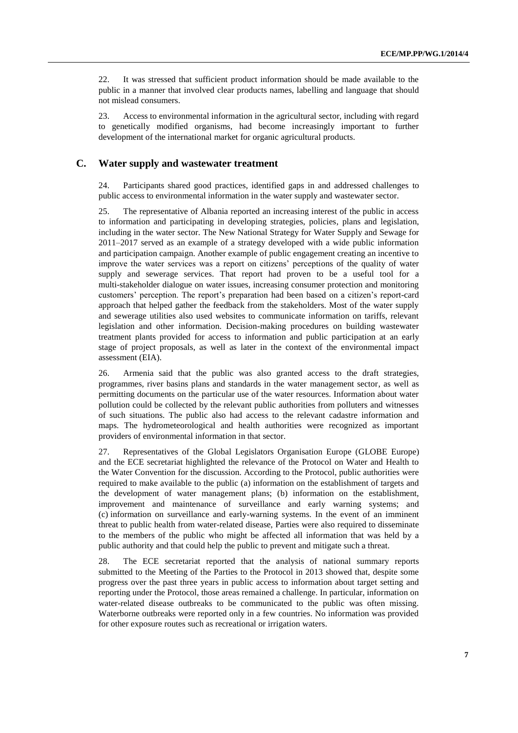22. It was stressed that sufficient product information should be made available to the public in a manner that involved clear products names, labelling and language that should not mislead consumers.

23. Access to environmental information in the agricultural sector, including with regard to genetically modified organisms, had become increasingly important to further development of the international market for organic agricultural products.

## C. Water supply and wastewater treatment

24. Participants shared good practices, identified gaps in and addressed challenges to public access to environmental information in the water supply and wastewater sector.

25. The representative of Albania reported an increasing interest of the public in access to information and participating in developing strategies, policies, plans and legislation, including in the water sector. The New National Strategy for Water Supply and Sewage for 2011–2017 served as an example of a strategy developed with a wide public information and participation campaign. Another example of public engagement creating an incentive to improve the water services was a report on citizens' perceptions of the quality of water supply and sewerage services. That report had proven to be a useful tool for a multi-stakeholder dialogue on water issues, increasing consumer protection and monitoring customers' perception. The report's preparation had been based on a citizen's report-card approach that helped gather the feedback from the stakeholders. Most of the water supply and sewerage utilities also used websites to communicate information on tariffs, relevant legislation and other information. Decision-making procedures on building wastewater treatment plants provided for access to information and public participation at an early stage of project proposals, as well as later in the context of the environmental impact assessment (EIA).

26. Armenia said that the public was also granted access to the draft strategies, programmes, river basins plans and standards in the water management sector, as well as permitting documents on the particular use of the water resources. Information about water pollution could be collected by the relevant public authorities from polluters and witnesses of such situations. The public also had access to the relevant cadastre information and maps. The hydrometeorological and health authorities were recognized as important providers of environmental information in that sector.

27. Representatives of the Global Legislators Organisation Europe (GLOBE Europe) and the ECE secretariat highlighted the relevance of the Protocol on Water and Health to the Water Convention for the discussion. According to the Protocol, public authorities were required to make available to the public (a) information on the establishment of targets and the development of water management plans; (b) information on the establishment, improvement and maintenance of surveillance and early warning systems; and (c) information on surveillance and early-warning systems. In the event of an imminent threat to public health from water-related disease, Parties were also required to disseminate to the members of the public who might be affected all information that was held by a public authority and that could help the public to prevent and mitigate such a threat.

28. The ECE secretariat reported that the analysis of national summary reports submitted to the Meeting of the Parties to the Protocol in 2013 showed that, despite some progress over the past three years in public access to information about target setting and reporting under the Protocol, those areas remained a challenge. In particular, information on water-related disease outbreaks to be communicated to the public was often missing. Waterborne outbreaks were reported only in a few countries. No information was provided for other exposure routes such as recreational or irrigation waters.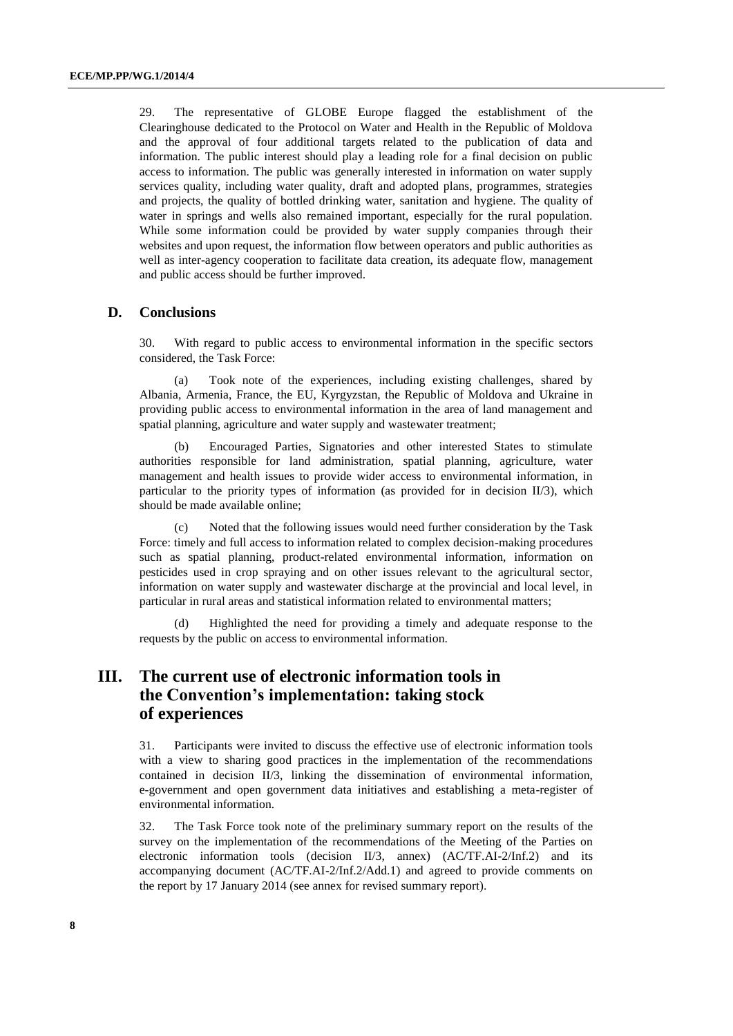29. The representative of GLOBE Europe flagged the establishment of the Clearinghouse dedicated to the Protocol on Water and Health in the Republic of Moldova and the approval of four additional targets related to the publication of data and information. The public interest should play a leading role for a final decision on public access to information. The public was generally interested in information on water supply services quality, including water quality, draft and adopted plans, programmes, strategies and projects, the quality of bottled drinking water, sanitation and hygiene. The quality of water in springs and wells also remained important, especially for the rural population. While some information could be provided by water supply companies through their websites and upon request, the information flow between operators and public authorities as well as inter-agency cooperation to facilitate data creation, its adequate flow, management and public access should be further improved.

## D. Conclusions

30. With regard to public access to environmental information in the specific sectors considered, the Task Force:

(a) Took note of the experiences, including existing challenges, shared by Albania, Armenia, France, the EU, Kyrgyzstan, the Republic of Moldova and Ukraine in providing public access to environmental information in the area of land management and spatial planning, agriculture and water supply and wastewater treatment;

(b) Encouraged Parties, Signatories and other interested States to stimulate authorities responsible for land administration, spatial planning, agriculture, water management and health issues to provide wider access to environmental information, in particular to the priority types of information (as provided for in decision II/3), which should be made available online;

(c) Noted that the following issues would need further consideration by the Task Force: timely and full access to information related to complex decision-making procedures such as spatial planning, product-related environmental information, information on pesticides used in crop spraying and on other issues relevant to the agricultural sector, information on water supply and wastewater discharge at the provincial and local level, in particular in rural areas and statistical information related to environmental matters;

(d) Highlighted the need for providing a timely and adequate response to the requests by the public on access to environmental information.

# III. The current use of electronic information tools in the Convention's implementation: taking stock of experiences

31. Participants were invited to discuss the effective use of electronic information tools with a view to sharing good practices in the implementation of the recommendations contained in decision II/3, linking the dissemination of environmental information, e-government and open government data initiatives and establishing a meta-register of environmental information.

32. The Task Force took note of the preliminary summary report on the results of the survey on the implementation of the recommendations of the Meeting of the Parties on electronic information tools (decision II/3, annex) (AC/TF.AI-2/Inf.2) and its accompanying document (AC/TF.AI-2/Inf.2/Add.1) and agreed to provide comments on the report by 17 January 2014 (see annex for revised summary report).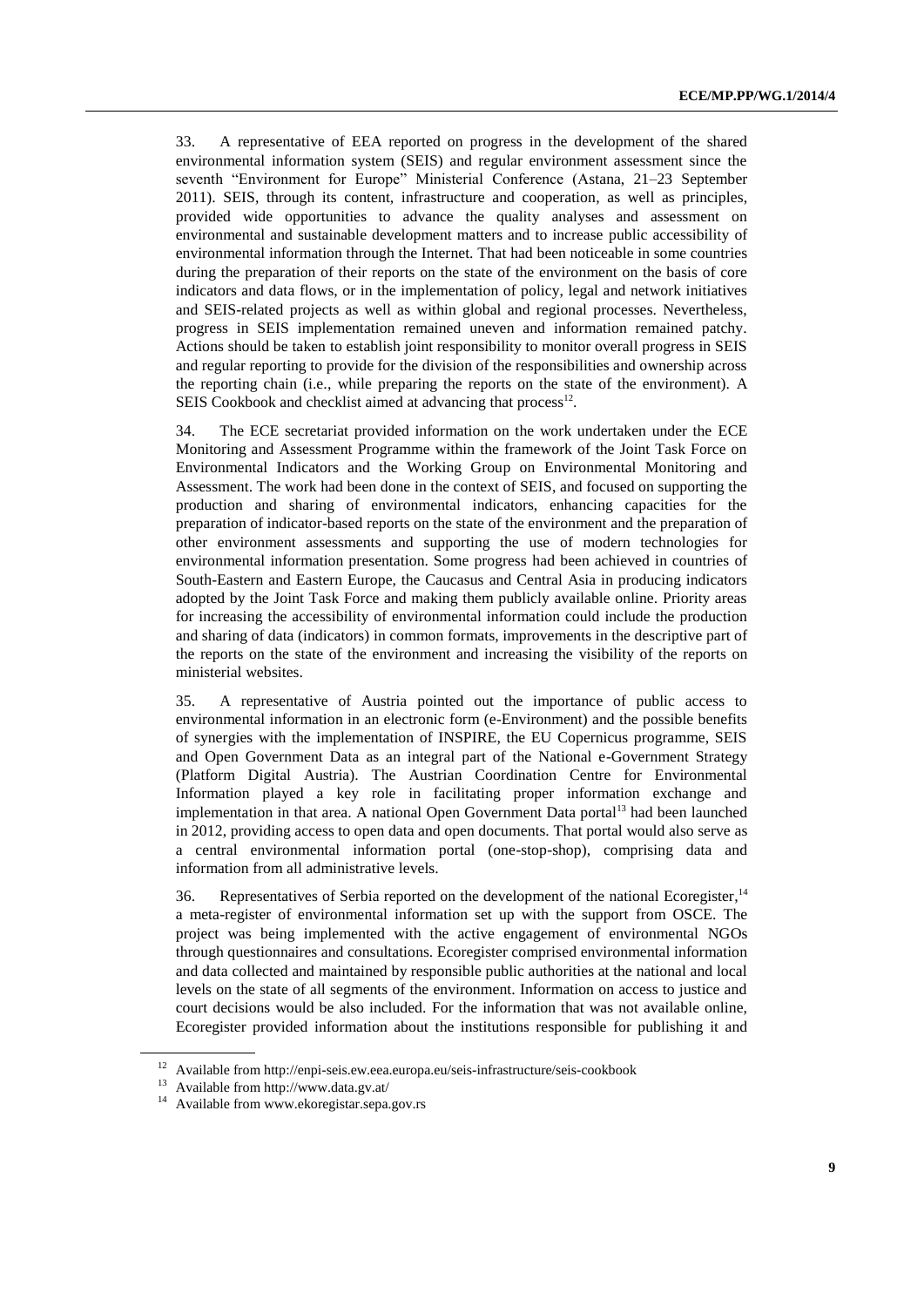33. A representative of EEA reported on progress in the development of the shared environmental information system (SEIS) and regular environment assessment since the seventh "Environment for Europe" Ministerial Conference (Astana, 21–23 September 2011). SEIS, through its content, infrastructure and cooperation, as well as principles, provided wide opportunities to advance the quality analyses and assessment on environmental and sustainable development matters and to increase public accessibility of environmental information through the Internet. That had been noticeable in some countries during the preparation of their reports on the state of the environment on the basis of core indicators and data flows, or in the implementation of policy, legal and network initiatives and SEIS-related projects as well as within global and regional processes. Nevertheless, progress in SEIS implementation remained uneven and information remained patchy. Actions should be taken to establish joint responsibility to monitor overall progress in SEIS and regular reporting to provide for the division of the responsibilities and ownership across the reporting chain (i.e., while preparing the reports on the state of the environment). A SEIS Cookbook and checklist aimed at advancing that process[12].

34. The ECE secretariat provided information on the work undertaken under the ECE Monitoring and Assessment Programme within the framework of the Joint Task Force on Environmental Indicators and the Working Group on Environmental Monitoring and Assessment. The work had been done in the context of SEIS, and focused on supporting the production and sharing of environmental indicators, enhancing capacities for the preparation of indicator-based reports on the state of the environment and the preparation of other environment assessments and supporting the use of modern technologies for environmental information presentation. Some progress had been achieved in countries of South-Eastern and Eastern Europe, the Caucasus and Central Asia in producing indicators adopted by the Joint Task Force and making them publicly available online. Priority areas for increasing the accessibility of environmental information could include the production and sharing of data (indicators) in common formats, improvements in the descriptive part of the reports on the state of the environment and increasing the visibility of the reports on ministerial websites.

35. A representative of Austria pointed out the importance of public access to environmental information in an electronic form (e-Environment) and the possible benefits of synergies with the implementation of INSPIRE, the EU Copernicus programme, SEIS and Open Government Data as an integral part of the National e-Government Strategy (Platform Digital Austria). The Austrian Coordination Centre for Environmental Information played a key role in facilitating proper information exchange and implementation in that area. A national Open Government Data portal[13] had been launched in 2012, providing access to open data and open documents. That portal would also serve as a central environmental information portal (one-stop-shop), comprising data and information from all administrative levels.

36. Representatives of Serbia reported on the development of the national Ecoregister,[14] a meta-register of environmental information set up with the support from OSCE. The project was being implemented with the active engagement of environmental NGOs through questionnaires and consultations. Ecoregister comprised environmental information and data collected and maintained by responsible public authorities at the national and local levels on the state of all segments of the environment. Information on access to justice and court decisions would be also included. For the information that was not available online, Ecoregister provided information about the institutions responsible for publishing it and

---

[12] Available from http://enpi-seis.ew.eea.europa.eu/seis-infrastructure/seis-cookbook

[13] Available from http://www.data.gv.at/

[14] Available from www.ekoregistar.sepa.gov.rs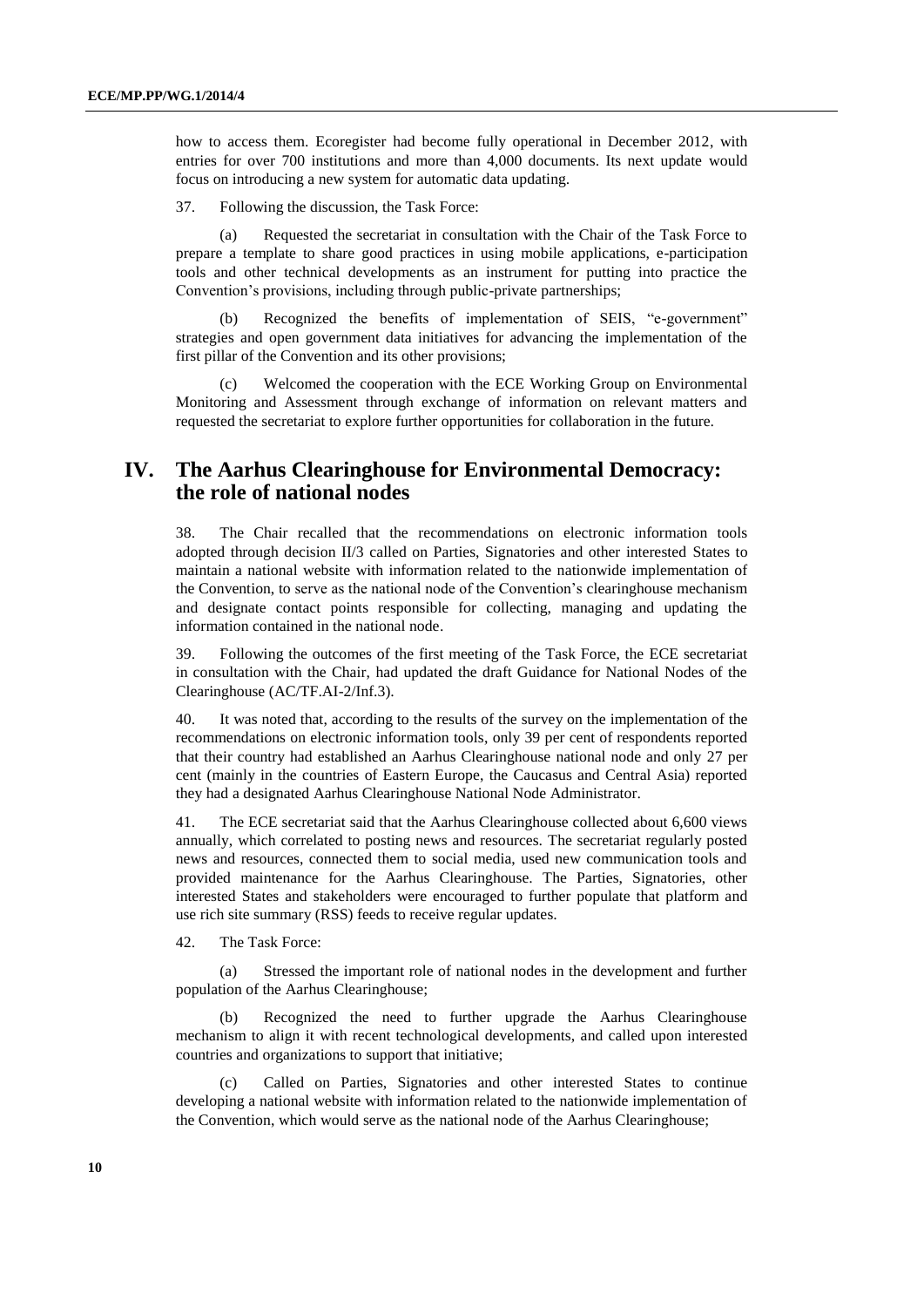how to access them. Ecoregister had become fully operational in December 2012, with entries for over 700 institutions and more than 4,000 documents. Its next update would focus on introducing a new system for automatic data updating.

37. Following the discussion, the Task Force:

(a) Requested the secretariat in consultation with the Chair of the Task Force to prepare a template to share good practices in using mobile applications, e-participation tools and other technical developments as an instrument for putting into practice the Convention's provisions, including through public-private partnerships;

(b) Recognized the benefits of implementation of SEIS, "e-government" strategies and open government data initiatives for advancing the implementation of the first pillar of the Convention and its other provisions;

(c) Welcomed the cooperation with the ECE Working Group on Environmental Monitoring and Assessment through exchange of information on relevant matters and requested the secretariat to explore further opportunities for collaboration in the future.

## IV. The Aarhus Clearinghouse for Environmental Democracy: the role of national nodes

38. The Chair recalled that the recommendations on electronic information tools adopted through decision II/3 called on Parties, Signatories and other interested States to maintain a national website with information related to the nationwide implementation of the Convention, to serve as the national node of the Convention's clearinghouse mechanism and designate contact points responsible for collecting, managing and updating the information contained in the national node.

39. Following the outcomes of the first meeting of the Task Force, the ECE secretariat in consultation with the Chair, had updated the draft Guidance for National Nodes of the Clearinghouse (AC/TF.AI-2/Inf.3).

40. It was noted that, according to the results of the survey on the implementation of the recommendations on electronic information tools, only 39 per cent of respondents reported that their country had established an Aarhus Clearinghouse national node and only 27 per cent (mainly in the countries of Eastern Europe, the Caucasus and Central Asia) reported they had a designated Aarhus Clearinghouse National Node Administrator.

41. The ECE secretariat said that the Aarhus Clearinghouse collected about 6,600 views annually, which correlated to posting news and resources. The secretariat regularly posted news and resources, connected them to social media, used new communication tools and provided maintenance for the Aarhus Clearinghouse. The Parties, Signatories, other interested States and stakeholders were encouraged to further populate that platform and use rich site summary (RSS) feeds to receive regular updates.

42. The Task Force:

(a) Stressed the important role of national nodes in the development and further population of the Aarhus Clearinghouse;

(b) Recognized the need to further upgrade the Aarhus Clearinghouse mechanism to align it with recent technological developments, and called upon interested countries and organizations to support that initiative;

(c) Called on Parties, Signatories and other interested States to continue developing a national website with information related to the nationwide implementation of the Convention, which would serve as the national node of the Aarhus Clearinghouse;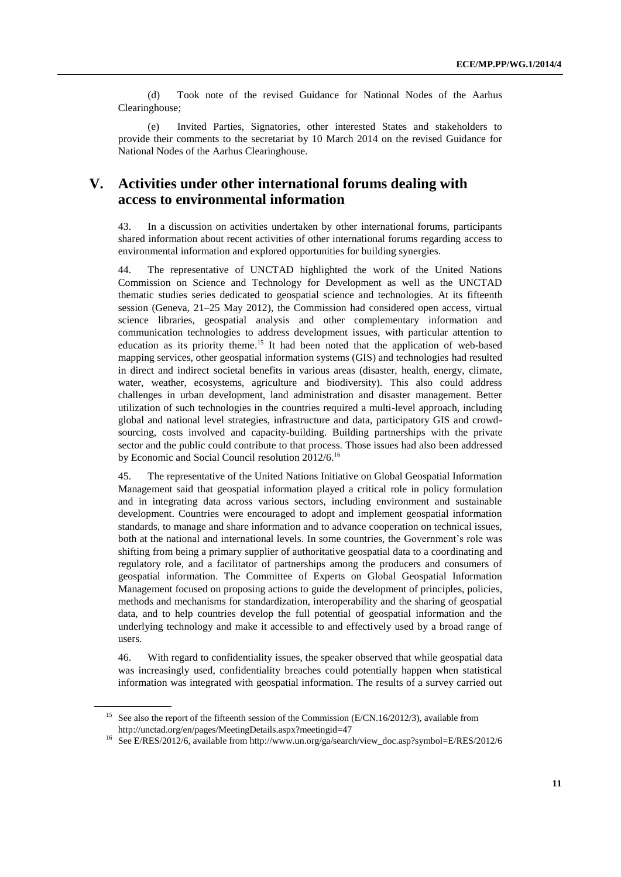(d) Took note of the revised Guidance for National Nodes of the Aarhus Clearinghouse;

(e) Invited Parties, Signatories, other interested States and stakeholders to provide their comments to the secretariat by 10 March 2014 on the revised Guidance for National Nodes of the Aarhus Clearinghouse.

## V. Activities under other international forums dealing with access to environmental information

43. In a discussion on activities undertaken by other international forums, participants shared information about recent activities of other international forums regarding access to environmental information and explored opportunities for building synergies.

44. The representative of UNCTAD highlighted the work of the United Nations Commission on Science and Technology for Development as well as the UNCTAD thematic studies series dedicated to geospatial science and technologies. At its fifteenth session (Geneva, 21–25 May 2012), the Commission had considered open access, virtual science libraries, geospatial analysis and other complementary information and communication technologies to address development issues, with particular attention to education as its priority theme.[15] It had been noted that the application of web-based mapping services, other geospatial information systems (GIS) and technologies had resulted in direct and indirect societal benefits in various areas (disaster, health, energy, climate, water, weather, ecosystems, agriculture and biodiversity). This also could address challenges in urban development, land administration and disaster management. Better utilization of such technologies in the countries required a multi-level approach, including global and national level strategies, infrastructure and data, participatory GIS and crowd-sourcing, costs involved and capacity-building. Building partnerships with the private sector and the public could contribute to that process. Those issues had also been addressed by Economic and Social Council resolution 2012/6.[16]

45. The representative of the United Nations Initiative on Global Geospatial Information Management said that geospatial information played a critical role in policy formulation and in integrating data across various sectors, including environment and sustainable development. Countries were encouraged to adopt and implement geospatial information standards, to manage and share information and to advance cooperation on technical issues, both at the national and international levels. In some countries, the Government's role was shifting from being a primary supplier of authoritative geospatial data to a coordinating and regulatory role, and a facilitator of partnerships among the producers and consumers of geospatial information. The Committee of Experts on Global Geospatial Information Management focused on proposing actions to guide the development of principles, policies, methods and mechanisms for standardization, interoperability and the sharing of geospatial data, and to help countries develop the full potential of geospatial information and the underlying technology and make it accessible to and effectively used by a broad range of users.

46. With regard to confidentiality issues, the speaker observed that while geospatial data was increasingly used, confidentiality breaches could potentially happen when statistical information was integrated with geospatial information. The results of a survey carried out

---

[15] See also the report of the fifteenth session of the Commission (E/CN.16/2012/3), available from http://unctad.org/en/pages/MeetingDetails.aspx?meetingid=47

[16] See E/RES/2012/6, available from http://www.un.org/ga/search/view_doc.asp?symbol=E/RES/2012/6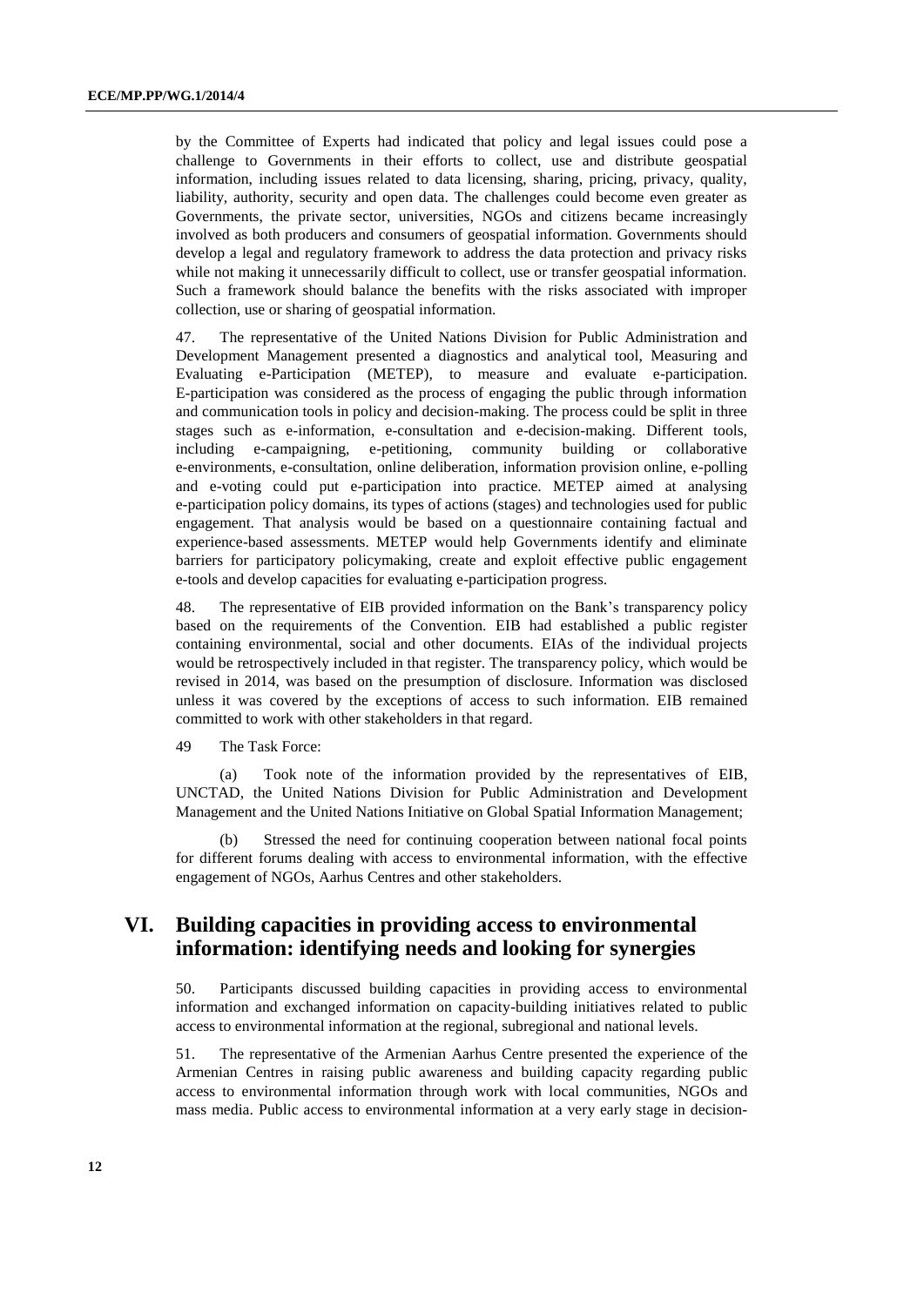by the Committee of Experts had indicated that policy and legal issues could pose a challenge to Governments in their efforts to collect, use and distribute geospatial information, including issues related to data licensing, sharing, pricing, privacy, quality, liability, authority, security and open data. The challenges could become even greater as Governments, the private sector, universities, NGOs and citizens became increasingly involved as both producers and consumers of geospatial information. Governments should develop a legal and regulatory framework to address the data protection and privacy risks while not making it unnecessarily difficult to collect, use or transfer geospatial information. Such a framework should balance the benefits with the risks associated with improper collection, use or sharing of geospatial information.

47. The representative of the United Nations Division for Public Administration and Development Management presented a diagnostics and analytical tool, Measuring and Evaluating e-Participation (METEP), to measure and evaluate e-participation. E-participation was considered as the process of engaging the public through information and communication tools in policy and decision-making. The process could be split in three stages such as e-information, e-consultation and e-decision-making. Different tools, including e-campaigning, e-petitioning, community building or collaborative e-environments, e-consultation, online deliberation, information provision online, e-polling and e-voting could put e-participation into practice. METEP aimed at analysing e-participation policy domains, its types of actions (stages) and technologies used for public engagement. That analysis would be based on a questionnaire containing factual and experience-based assessments. METEP would help Governments identify and eliminate barriers for participatory policymaking, create and exploit effective public engagement e-tools and develop capacities for evaluating e-participation progress.

48. The representative of EIB provided information on the Bank's transparency policy based on the requirements of the Convention. EIB had established a public register containing environmental, social and other documents. EIAs of the individual projects would be retrospectively included in that register. The transparency policy, which would be revised in 2014, was based on the presumption of disclosure. Information was disclosed unless it was covered by the exceptions of access to such information. EIB remained committed to work with other stakeholders in that regard.

49 The Task Force:

(a) Took note of the information provided by the representatives of EIB, UNCTAD, the United Nations Division for Public Administration and Development Management and the United Nations Initiative on Global Spatial Information Management;

(b) Stressed the need for continuing cooperation between national focal points for different forums dealing with access to environmental information, with the effective engagement of NGOs, Aarhus Centres and other stakeholders.

## VI. Building capacities in providing access to environmental information: identifying needs and looking for synergies

50. Participants discussed building capacities in providing access to environmental information and exchanged information on capacity-building initiatives related to public access to environmental information at the regional, subregional and national levels.

51. The representative of the Armenian Aarhus Centre presented the experience of the Armenian Centres in raising public awareness and building capacity regarding public access to environmental information through work with local communities, NGOs and mass media. Public access to environmental information at a very early stage in decision-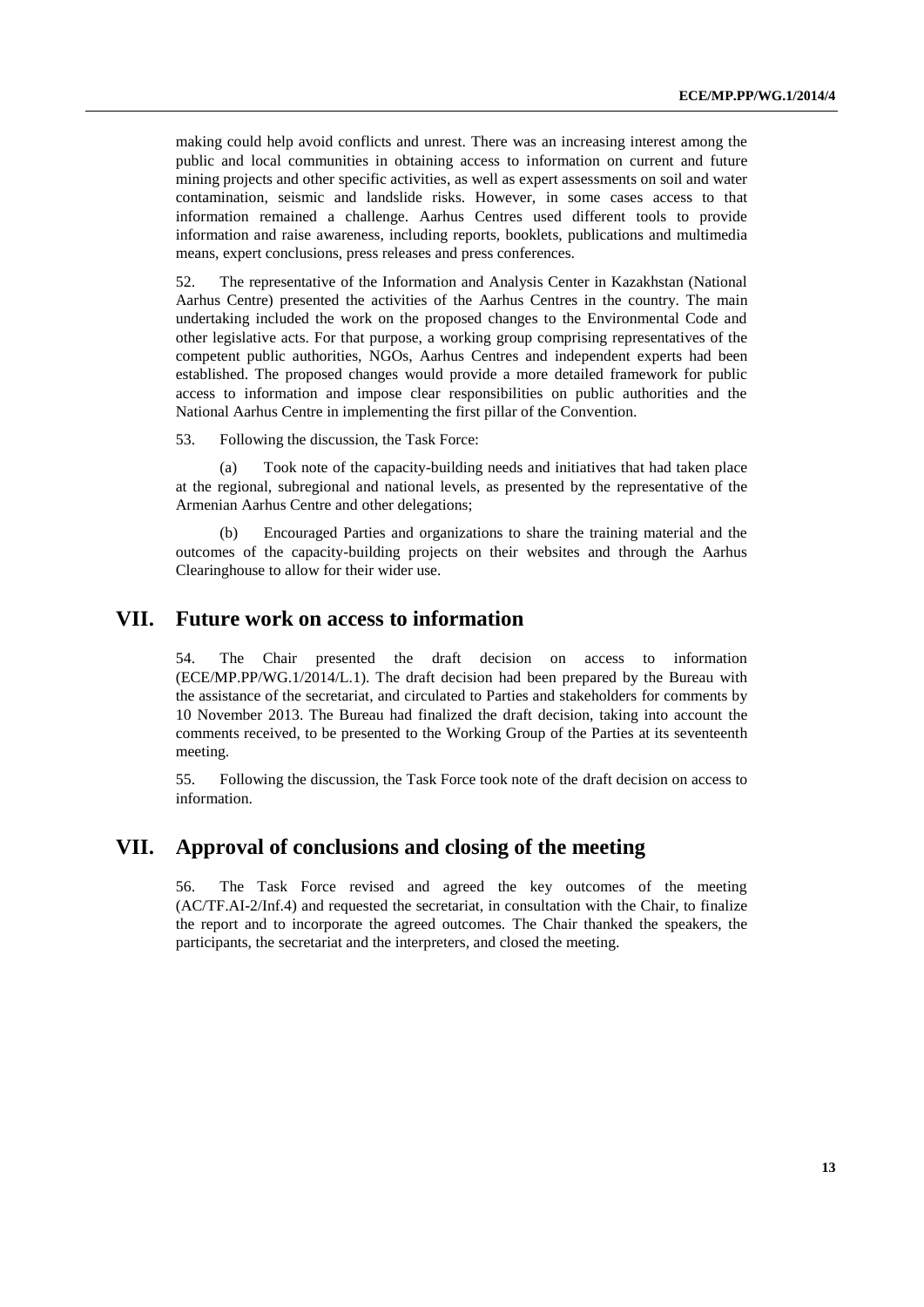making could help avoid conflicts and unrest. There was an increasing interest among the public and local communities in obtaining access to information on current and future mining projects and other specific activities, as well as expert assessments on soil and water contamination, seismic and landslide risks. However, in some cases access to that information remained a challenge. Aarhus Centres used different tools to provide information and raise awareness, including reports, booklets, publications and multimedia means, expert conclusions, press releases and press conferences.

52. The representative of the Information and Analysis Center in Kazakhstan (National Aarhus Centre) presented the activities of the Aarhus Centres in the country. The main undertaking included the work on the proposed changes to the Environmental Code and other legislative acts. For that purpose, a working group comprising representatives of the competent public authorities, NGOs, Aarhus Centres and independent experts had been established. The proposed changes would provide a more detailed framework for public access to information and impose clear responsibilities on public authorities and the National Aarhus Centre in implementing the first pillar of the Convention.

53. Following the discussion, the Task Force:

(a) Took note of the capacity-building needs and initiatives that had taken place at the regional, subregional and national levels, as presented by the representative of the Armenian Aarhus Centre and other delegations;

(b) Encouraged Parties and organizations to share the training material and the outcomes of the capacity-building projects on their websites and through the Aarhus Clearinghouse to allow for their wider use.

## VII. Future work on access to information

54. The Chair presented the draft decision on access to information (ECE/MP.PP/WG.1/2014/L.1). The draft decision had been prepared by the Bureau with the assistance of the secretariat, and circulated to Parties and stakeholders for comments by 10 November 2013. The Bureau had finalized the draft decision, taking into account the comments received, to be presented to the Working Group of the Parties at its seventeenth meeting.

55. Following the discussion, the Task Force took note of the draft decision on access to information.

## VII. Approval of conclusions and closing of the meeting

56. The Task Force revised and agreed the key outcomes of the meeting (AC/TF.AI-2/Inf.4) and requested the secretariat, in consultation with the Chair, to finalize the report and to incorporate the agreed outcomes. The Chair thanked the speakers, the participants, the secretariat and the interpreters, and closed the meeting.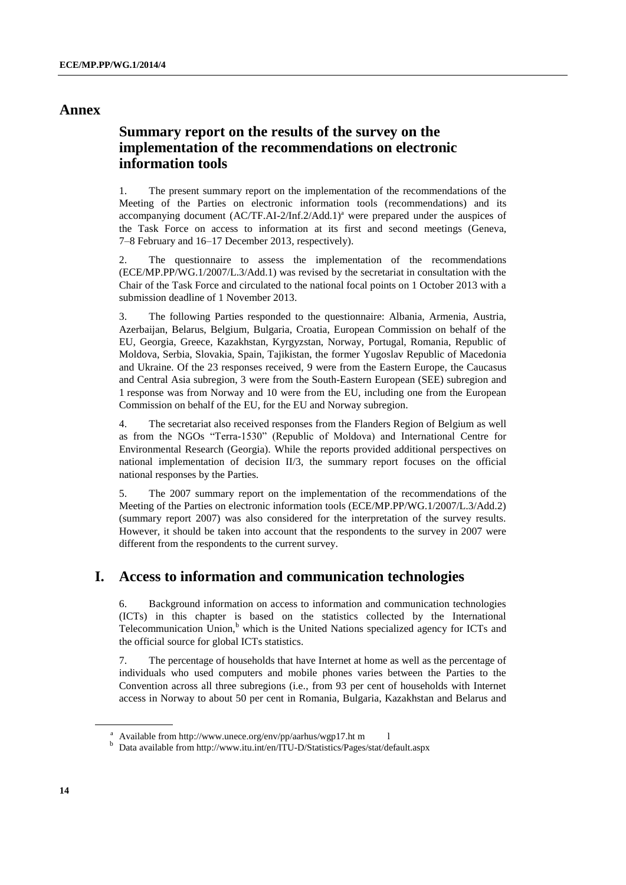# Annex

## Summary report on the results of the survey on the implementation of the recommendations on electronic information tools

1. The present summary report on the implementation of the recommendations of the Meeting of the Parties on electronic information tools (recommendations) and its accompanying document (AC/TF.AI-2/Inf.2/Add.1)[a] were prepared under the auspices of the Task Force on access to information at its first and second meetings (Geneva, 7–8 February and 16–17 December 2013, respectively).

2. The questionnaire to assess the implementation of the recommendations (ECE/MP.PP/WG.1/2007/L.3/Add.1) was revised by the secretariat in consultation with the Chair of the Task Force and circulated to the national focal points on 1 October 2013 with a submission deadline of 1 November 2013.

3. The following Parties responded to the questionnaire: Albania, Armenia, Austria, Azerbaijan, Belarus, Belgium, Bulgaria, Croatia, European Commission on behalf of the EU, Georgia, Greece, Kazakhstan, Kyrgyzstan, Norway, Portugal, Romania, Republic of Moldova, Serbia, Slovakia, Spain, Tajikistan, the former Yugoslav Republic of Macedonia and Ukraine. Of the 23 responses received, 9 were from the Eastern Europe, the Caucasus and Central Asia subregion, 3 were from the South-Eastern European (SEE) subregion and 1 response was from Norway and 10 were from the EU, including one from the European Commission on behalf of the EU, for the EU and Norway subregion.

4. The secretariat also received responses from the Flanders Region of Belgium as well as from the NGOs "Terra-1530" (Republic of Moldova) and International Centre for Environmental Research (Georgia). While the reports provided additional perspectives on national implementation of decision II/3, the summary report focuses on the official national responses by the Parties.

5. The 2007 summary report on the implementation of the recommendations of the Meeting of the Parties on electronic information tools (ECE/MP.PP/WG.1/2007/L.3/Add.2) (summary report 2007) was also considered for the interpretation of the survey results. However, it should be taken into account that the respondents to the survey in 2007 were different from the respondents to the current survey.

## I. Access to information and communication technologies

6. Background information on access to information and communication technologies (ICTs) in this chapter is based on the statistics collected by the International Telecommunication Union,[b] which is the United Nations specialized agency for ICTs and the official source for global ICTs statistics.

7. The percentage of households that have Internet at home as well as the percentage of individuals who used computers and mobile phones varies between the Parties to the Convention across all three subregions (i.e., from 93 per cent of households with Internet access in Norway to about 50 per cent in Romania, Bulgaria, Kazakhstan and Belarus and

---

[a] Available from http://www.unece.org/env/pp/aarhus/wgp17.ht m l

[b] Data available from http://www.itu.int/en/ITU-D/Statistics/Pages/stat/default.aspx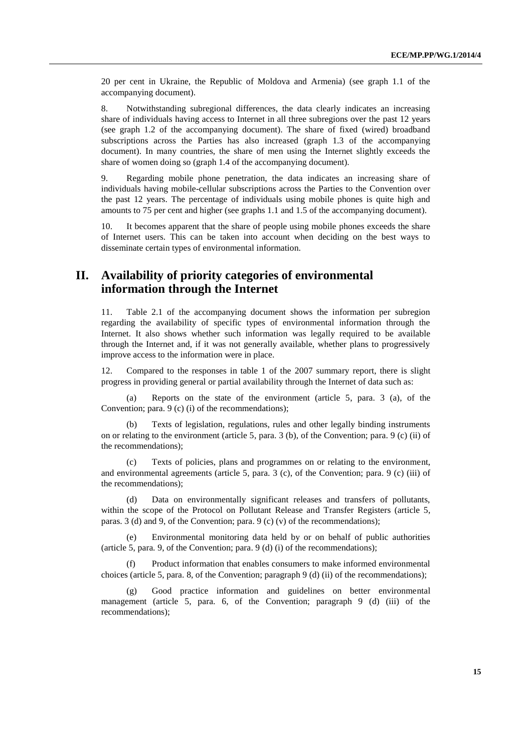20 per cent in Ukraine, the Republic of Moldova and Armenia) (see graph 1.1 of the accompanying document).

8. Notwithstanding subregional differences, the data clearly indicates an increasing share of individuals having access to Internet in all three subregions over the past 12 years (see graph 1.2 of the accompanying document). The share of fixed (wired) broadband subscriptions across the Parties has also increased (graph 1.3 of the accompanying document). In many countries, the share of men using the Internet slightly exceeds the share of women doing so (graph 1.4 of the accompanying document).

9. Regarding mobile phone penetration, the data indicates an increasing share of individuals having mobile-cellular subscriptions across the Parties to the Convention over the past 12 years. The percentage of individuals using mobile phones is quite high and amounts to 75 per cent and higher (see graphs 1.1 and 1.5 of the accompanying document).

10. It becomes apparent that the share of people using mobile phones exceeds the share of Internet users. This can be taken into account when deciding on the best ways to disseminate certain types of environmental information.

## II. Availability of priority categories of environmental information through the Internet

11. Table 2.1 of the accompanying document shows the information per subregion regarding the availability of specific types of environmental information through the Internet. It also shows whether such information was legally required to be available through the Internet and, if it was not generally available, whether plans to progressively improve access to the information were in place.

12. Compared to the responses in table 1 of the 2007 summary report, there is slight progress in providing general or partial availability through the Internet of data such as:

(a) Reports on the state of the environment (article 5, para. 3 (a), of the Convention; para. 9 (c) (i) of the recommendations);

(b) Texts of legislation, regulations, rules and other legally binding instruments on or relating to the environment (article 5, para. 3 (b), of the Convention; para. 9 (c) (ii) of the recommendations);

(c) Texts of policies, plans and programmes on or relating to the environment, and environmental agreements (article 5, para. 3 (c), of the Convention; para. 9 (c) (iii) of the recommendations);

(d) Data on environmentally significant releases and transfers of pollutants, within the scope of the Protocol on Pollutant Release and Transfer Registers (article 5, paras. 3 (d) and 9, of the Convention; para. 9 (c) (v) of the recommendations);

(e) Environmental monitoring data held by or on behalf of public authorities (article 5, para. 9, of the Convention; para. 9 (d) (i) of the recommendations);

(f) Product information that enables consumers to make informed environmental choices (article 5, para. 8, of the Convention; paragraph 9 (d) (ii) of the recommendations);

(g) Good practice information and guidelines on better environmental management (article 5, para. 6, of the Convention; paragraph 9 (d) (iii) of the recommendations);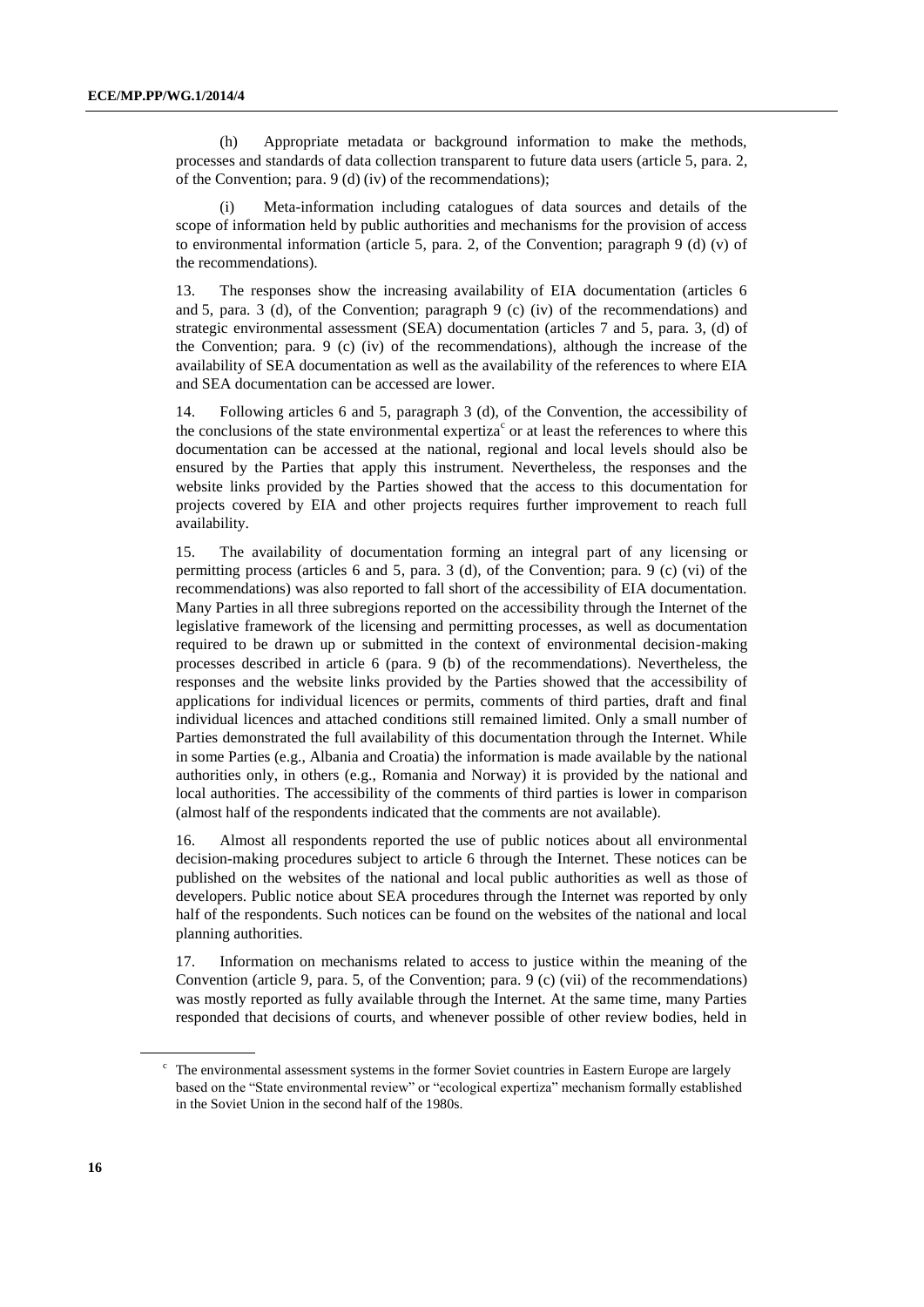(h) Appropriate metadata or background information to make the methods, processes and standards of data collection transparent to future data users (article 5, para. 2, of the Convention; para. 9 (d) (iv) of the recommendations);

(i) Meta-information including catalogues of data sources and details of the scope of information held by public authorities and mechanisms for the provision of access to environmental information (article 5, para. 2, of the Convention; paragraph 9 (d) (v) of the recommendations).

13. The responses show the increasing availability of EIA documentation (articles 6 and 5, para. 3 (d), of the Convention; paragraph 9 (c) (iv) of the recommendations) and strategic environmental assessment (SEA) documentation (articles 7 and 5, para. 3, (d) of the Convention; para. 9 (c) (iv) of the recommendations), although the increase of the availability of SEA documentation as well as the availability of the references to where EIA and SEA documentation can be accessed are lower.

14. Following articles 6 and 5, paragraph 3 (d), of the Convention, the accessibility of the conclusions of the state environmental expertiza[c] or at least the references to where this documentation can be accessed at the national, regional and local levels should also be ensured by the Parties that apply this instrument. Nevertheless, the responses and the website links provided by the Parties showed that the access to this documentation for projects covered by EIA and other projects requires further improvement to reach full availability.

15. The availability of documentation forming an integral part of any licensing or permitting process (articles 6 and 5, para. 3 (d), of the Convention; para. 9 (c) (vi) of the recommendations) was also reported to fall short of the accessibility of EIA documentation. Many Parties in all three subregions reported on the accessibility through the Internet of the legislative framework of the licensing and permitting processes, as well as documentation required to be drawn up or submitted in the context of environmental decision-making processes described in article 6 (para. 9 (b) of the recommendations). Nevertheless, the responses and the website links provided by the Parties showed that the accessibility of applications for individual licences or permits, comments of third parties, draft and final individual licences and attached conditions still remained limited. Only a small number of Parties demonstrated the full availability of this documentation through the Internet. While in some Parties (e.g., Albania and Croatia) the information is made available by the national authorities only, in others (e.g., Romania and Norway) it is provided by the national and local authorities. The accessibility of the comments of third parties is lower in comparison (almost half of the respondents indicated that the comments are not available).

16. Almost all respondents reported the use of public notices about all environmental decision-making procedures subject to article 6 through the Internet. These notices can be published on the websites of the national and local public authorities as well as those of developers. Public notice about SEA procedures through the Internet was reported by only half of the respondents. Such notices can be found on the websites of the national and local planning authorities.

17. Information on mechanisms related to access to justice within the meaning of the Convention (article 9, para. 5, of the Convention; para. 9 (c) (vii) of the recommendations) was mostly reported as fully available through the Internet. At the same time, many Parties responded that decisions of courts, and whenever possible of other review bodies, held in

[c] The environmental assessment systems in the former Soviet countries in Eastern Europe are largely based on the "State environmental review" or "ecological expertiza" mechanism formally established in the Soviet Union in the second half of the 1980s.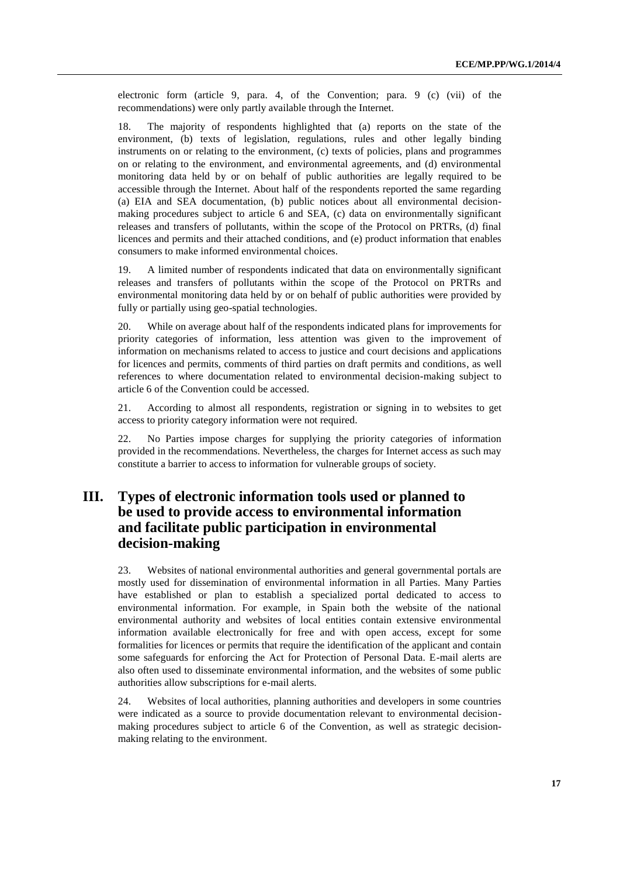electronic form (article 9, para. 4, of the Convention; para. 9 (c) (vii) of the recommendations) were only partly available through the Internet.

18. The majority of respondents highlighted that (a) reports on the state of the environment, (b) texts of legislation, regulations, rules and other legally binding instruments on or relating to the environment, (c) texts of policies, plans and programmes on or relating to the environment, and environmental agreements, and (d) environmental monitoring data held by or on behalf of public authorities are legally required to be accessible through the Internet. About half of the respondents reported the same regarding (a) EIA and SEA documentation, (b) public notices about all environmental decision-making procedures subject to article 6 and SEA, (c) data on environmentally significant releases and transfers of pollutants, within the scope of the Protocol on PRTRs, (d) final licences and permits and their attached conditions, and (e) product information that enables consumers to make informed environmental choices.

19. A limited number of respondents indicated that data on environmentally significant releases and transfers of pollutants within the scope of the Protocol on PRTRs and environmental monitoring data held by or on behalf of public authorities were provided by fully or partially using geo-spatial technologies.

20. While on average about half of the respondents indicated plans for improvements for priority categories of information, less attention was given to the improvement of information on mechanisms related to access to justice and court decisions and applications for licences and permits, comments of third parties on draft permits and conditions, as well references to where documentation related to environmental decision-making subject to article 6 of the Convention could be accessed.

21. According to almost all respondents, registration or signing in to websites to get access to priority category information were not required.

22. No Parties impose charges for supplying the priority categories of information provided in the recommendations. Nevertheless, the charges for Internet access as such may constitute a barrier to access to information for vulnerable groups of society.

## III. Types of electronic information tools used or planned to be used to provide access to environmental information and facilitate public participation in environmental decision-making

23. Websites of national environmental authorities and general governmental portals are mostly used for dissemination of environmental information in all Parties. Many Parties have established or plan to establish a specialized portal dedicated to access to environmental information. For example, in Spain both the website of the national environmental authority and websites of local entities contain extensive environmental information available electronically for free and with open access, except for some formalities for licences or permits that require the identification of the applicant and contain some safeguards for enforcing the Act for Protection of Personal Data. E-mail alerts are also often used to disseminate environmental information, and the websites of some public authorities allow subscriptions for e-mail alerts.

24. Websites of local authorities, planning authorities and developers in some countries were indicated as a source to provide documentation relevant to environmental decision-making procedures subject to article 6 of the Convention, as well as strategic decision-making relating to the environment.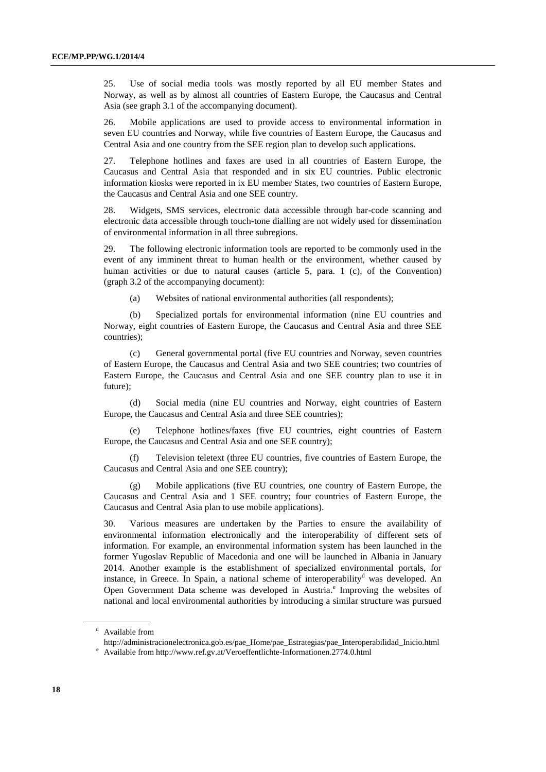25. Use of social media tools was mostly reported by all EU member States and Norway, as well as by almost all countries of Eastern Europe, the Caucasus and Central Asia (see graph 3.1 of the accompanying document).

26. Mobile applications are used to provide access to environmental information in seven EU countries and Norway, while five countries of Eastern Europe, the Caucasus and Central Asia and one country from the SEE region plan to develop such applications.

27. Telephone hotlines and faxes are used in all countries of Eastern Europe, the Caucasus and Central Asia that responded and in six EU countries. Public electronic information kiosks were reported in ix EU member States, two countries of Eastern Europe, the Caucasus and Central Asia and one SEE country.

28. Widgets, SMS services, electronic data accessible through bar-code scanning and electronic data accessible through touch-tone dialling are not widely used for dissemination of environmental information in all three subregions.

29. The following electronic information tools are reported to be commonly used in the event of any imminent threat to human health or the environment, whether caused by human activities or due to natural causes (article 5, para. 1 (c), of the Convention) (graph 3.2 of the accompanying document):

(a) Websites of national environmental authorities (all respondents);

(b) Specialized portals for environmental information (nine EU countries and Norway, eight countries of Eastern Europe, the Caucasus and Central Asia and three SEE countries);

(c) General governmental portal (five EU countries and Norway, seven countries of Eastern Europe, the Caucasus and Central Asia and two SEE countries; two countries of Eastern Europe, the Caucasus and Central Asia and one SEE country plan to use it in future);

(d) Social media (nine EU countries and Norway, eight countries of Eastern Europe, the Caucasus and Central Asia and three SEE countries);

(e) Telephone hotlines/faxes (five EU countries, eight countries of Eastern Europe, the Caucasus and Central Asia and one SEE country);

(f) Television teletext (three EU countries, five countries of Eastern Europe, the Caucasus and Central Asia and one SEE country);

(g) Mobile applications (five EU countries, one country of Eastern Europe, the Caucasus and Central Asia and 1 SEE country; four countries of Eastern Europe, the Caucasus and Central Asia plan to use mobile applications).

30. Various measures are undertaken by the Parties to ensure the availability of environmental information electronically and the interoperability of different sets of information. For example, an environmental information system has been launched in the former Yugoslav Republic of Macedonia and one will be launched in Albania in January 2014. Another example is the establishment of specialized environmental portals, for instance, in Greece. In Spain, a national scheme of interoperability[d] was developed. An Open Government Data scheme was developed in Austria.[e] Improving the websites of national and local environmental authorities by introducing a similar structure was pursued

---

[d] Available from http://administracionelectronica.gob.es/pae_Home/pae_Estrategias/pae_Interoperabilidad_Inicio.html

[e] Available from http://www.ref.gv.at/Veroeffentlichte-Informationen.2774.0.html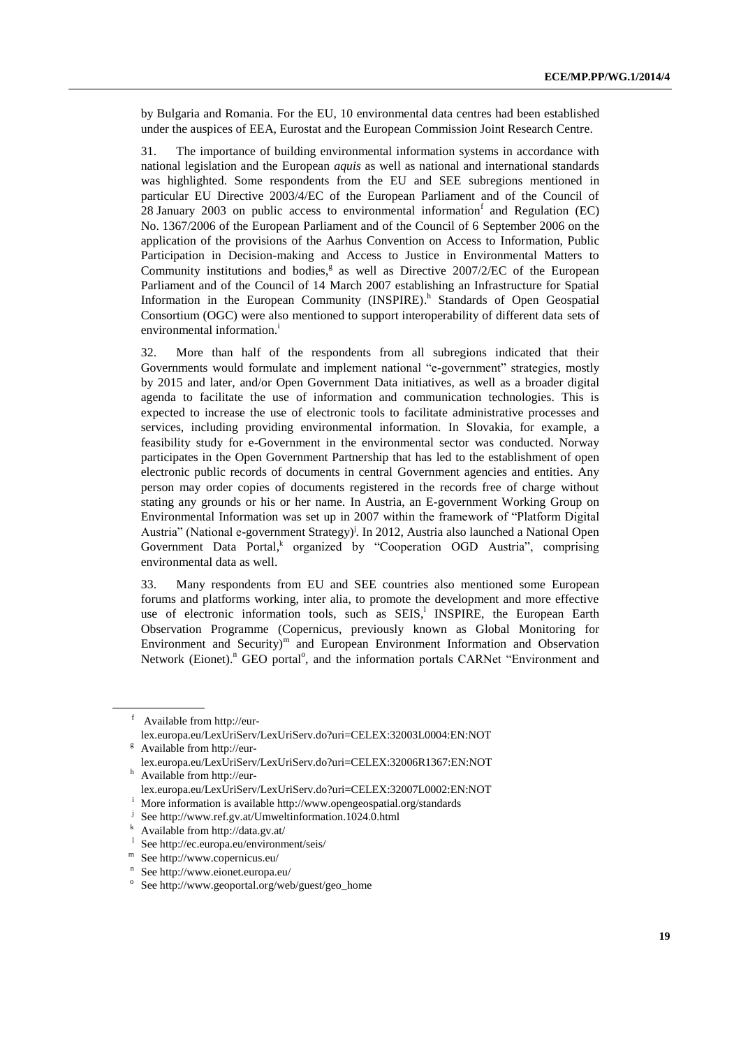by Bulgaria and Romania. For the EU, 10 environmental data centres had been established under the auspices of EEA, Eurostat and the European Commission Joint Research Centre.

31. The importance of building environmental information systems in accordance with national legislation and the European *aquis* as well as national and international standards was highlighted. Some respondents from the EU and SEE subregions mentioned in particular EU Directive 2003/4/EC of the European Parliament and of the Council of 28 January 2003 on public access to environmental information[f] and Regulation (EC) No. 1367/2006 of the European Parliament and of the Council of 6 September 2006 on the application of the provisions of the Aarhus Convention on Access to Information, Public Participation in Decision-making and Access to Justice in Environmental Matters to Community institutions and bodies,[g] as well as Directive 2007/2/EC of the European Parliament and of the Council of 14 March 2007 establishing an Infrastructure for Spatial Information in the European Community (INSPIRE).[h] Standards of Open Geospatial Consortium (OGC) were also mentioned to support interoperability of different data sets of environmental information.[i]

32. More than half of the respondents from all subregions indicated that their Governments would formulate and implement national "e-government" strategies, mostly by 2015 and later, and/or Open Government Data initiatives, as well as a broader digital agenda to facilitate the use of information and communication technologies. This is expected to increase the use of electronic tools to facilitate administrative processes and services, including providing environmental information. In Slovakia, for example, a feasibility study for e-Government in the environmental sector was conducted. Norway participates in the Open Government Partnership that has led to the establishment of open electronic public records of documents in central Government agencies and entities. Any person may order copies of documents registered in the records free of charge without stating any grounds or his or her name. In Austria, an E-government Working Group on Environmental Information was set up in 2007 within the framework of "Platform Digital Austria" (National e-government Strategy)[j]. In 2012, Austria also launched a National Open Government Data Portal,[k] organized by "Cooperation OGD Austria", comprising environmental data as well.

33. Many respondents from EU and SEE countries also mentioned some European forums and platforms working, inter alia, to promote the development and more effective use of electronic information tools, such as SEIS,[l] INSPIRE, the European Earth Observation Programme (Copernicus, previously known as Global Monitoring for Environment and Security)[m] and European Environment Information and Observation Network (Eionet).[n] GEO portal[o], and the information portals CARNet "Environment and

---

[f] Available from http://eur-lex.europa.eu/LexUriServ/LexUriServ.do?uri=CELEX:32003L0004:EN:NOT

[g] Available from http://eur-lex.europa.eu/LexUriServ/LexUriServ.do?uri=CELEX:32006R1367:EN:NOT

[h] Available from http://eur-lex.europa.eu/LexUriServ/LexUriServ.do?uri=CELEX:32007L0002:EN:NOT

[i] More information is available http://www.opengeospatial.org/standards

[j] See http://www.ref.gv.at/Umweltinformation.1024.0.html

[k] Available from http://data.gv.at/

[l] See http://ec.europa.eu/environment/seis/

[m] See http://www.copernicus.eu/

[n] See http://www.eionet.europa.eu/

[o] See http://www.geoportal.org/web/guest/geo_home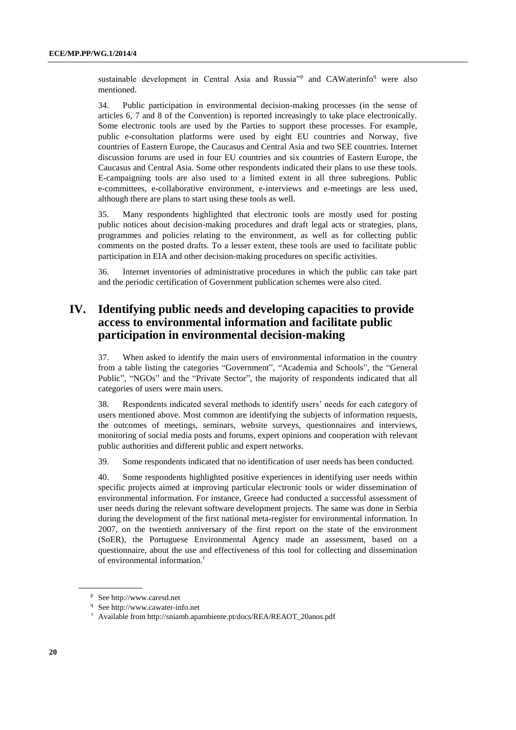sustainable development in Central Asia and Russia"[p] and CAWaterinfo[q] were also mentioned.

34. Public participation in environmental decision-making processes (in the sense of articles 6, 7 and 8 of the Convention) is reported increasingly to take place electronically. Some electronic tools are used by the Parties to support these processes. For example, public e-consultation platforms were used by eight EU countries and Norway, five countries of Eastern Europe, the Caucasus and Central Asia and two SEE countries. Internet discussion forums are used in four EU countries and six countries of Eastern Europe, the Caucasus and Central Asia. Some other respondents indicated their plans to use these tools. E-campaigning tools are also used to a limited extent in all three subregions. Public e-committees, e-collaborative environment, e-interviews and e-meetings are less used, although there are plans to start using these tools as well.

35. Many respondents highlighted that electronic tools are mostly used for posting public notices about decision-making procedures and draft legal acts or strategies, plans, programmes and policies relating to the environment, as well as for collecting public comments on the posted drafts. To a lesser extent, these tools are used to facilitate public participation in EIA and other decision-making procedures on specific activities.

36. Internet inventories of administrative procedures in which the public can take part and the periodic certification of Government publication schemes were also cited.

## IV. Identifying public needs and developing capacities to provide access to environmental information and facilitate public participation in environmental decision-making

37. When asked to identify the main users of environmental information in the country from a table listing the categories "Government", "Academia and Schools", the "General Public", "NGOs" and the "Private Sector", the majority of respondents indicated that all categories of users were main users.

38. Respondents indicated several methods to identify users' needs for each category of users mentioned above. Most common are identifying the subjects of information requests, the outcomes of meetings, seminars, website surveys, questionnaires and interviews, monitoring of social media posts and forums, expert opinions and cooperation with relevant public authorities and different public and expert networks.

39. Some respondents indicated that no identification of user needs has been conducted.

40. Some respondents highlighted positive experiences in identifying user needs within specific projects aimed at improving particular electronic tools or wider dissemination of environmental information. For instance, Greece had conducted a successful assessment of user needs during the relevant software development projects. The same was done in Serbia during the development of the first national meta-register for environmental information. In 2007, on the twentieth anniversary of the first report on the state of the environment (SoER), the Portuguese Environmental Agency made an assessment, based on a questionnaire, about the use and effectiveness of this tool for collecting and dissemination of environmental information.[r]

---

[p] See http://www.caresd.net

[q] See http://www.cawater-info.net

[r] Available from http://sniamb.apambiente.pt/docs/REA/REAOT_20anos.pdf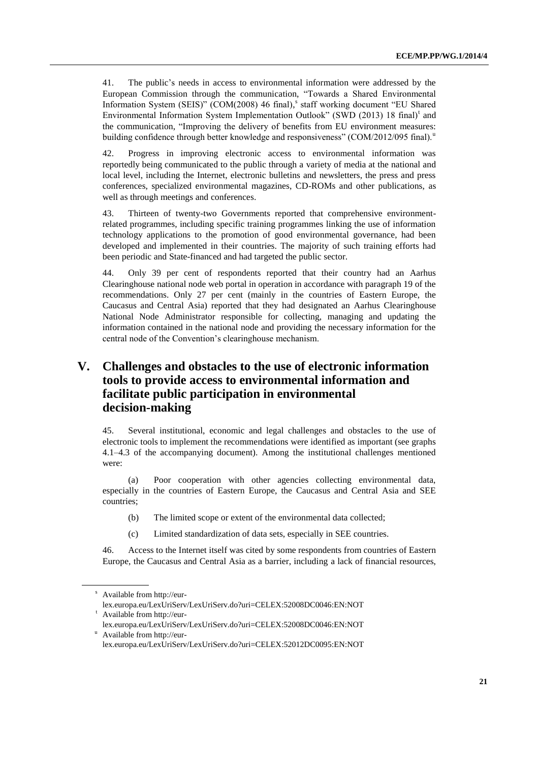41. The public's needs in access to environmental information were addressed by the European Commission through the communication, "Towards a Shared Environmental Information System (SEIS)" (COM(2008) 46 final),[s] staff working document "EU Shared Environmental Information System Implementation Outlook" (SWD (2013) 18 final)[t] and the communication, "Improving the delivery of benefits from EU environment measures: building confidence through better knowledge and responsiveness" (COM/2012/095 final).[u]

42. Progress in improving electronic access to environmental information was reportedly being communicated to the public through a variety of media at the national and local level, including the Internet, electronic bulletins and newsletters, the press and press conferences, specialized environmental magazines, CD-ROMs and other publications, as well as through meetings and conferences.

43. Thirteen of twenty-two Governments reported that comprehensive environment-related programmes, including specific training programmes linking the use of information technology applications to the promotion of good environmental governance, had been developed and implemented in their countries. The majority of such training efforts had been periodic and State-financed and had targeted the public sector.

44. Only 39 per cent of respondents reported that their country had an Aarhus Clearinghouse national node web portal in operation in accordance with paragraph 19 of the recommendations. Only 27 per cent (mainly in the countries of Eastern Europe, the Caucasus and Central Asia) reported that they had designated an Aarhus Clearinghouse National Node Administrator responsible for collecting, managing and updating the information contained in the national node and providing the necessary information for the central node of the Convention's clearinghouse mechanism.

# V. Challenges and obstacles to the use of electronic information tools to provide access to environmental information and facilitate public participation in environmental decision-making

45. Several institutional, economic and legal challenges and obstacles to the use of electronic tools to implement the recommendations were identified as important (see graphs 4.1–4.3 of the accompanying document). Among the institutional challenges mentioned were:

(a) Poor cooperation with other agencies collecting environmental data, especially in the countries of Eastern Europe, the Caucasus and Central Asia and SEE countries;

(b) The limited scope or extent of the environmental data collected;

(c) Limited standardization of data sets, especially in SEE countries.

46. Access to the Internet itself was cited by some respondents from countries of Eastern Europe, the Caucasus and Central Asia as a barrier, including a lack of financial resources,

[s] Available from http://eur-lex.europa.eu/LexUriServ/LexUriServ.do?uri=CELEX:52008DC0046:EN:NOT

[t] Available from http://eur-lex.europa.eu/LexUriServ/LexUriServ.do?uri=CELEX:52008DC0046:EN:NOT

[u] Available from http://eur-lex.europa.eu/LexUriServ/LexUriServ.do?uri=CELEX:52012DC0095:EN:NOT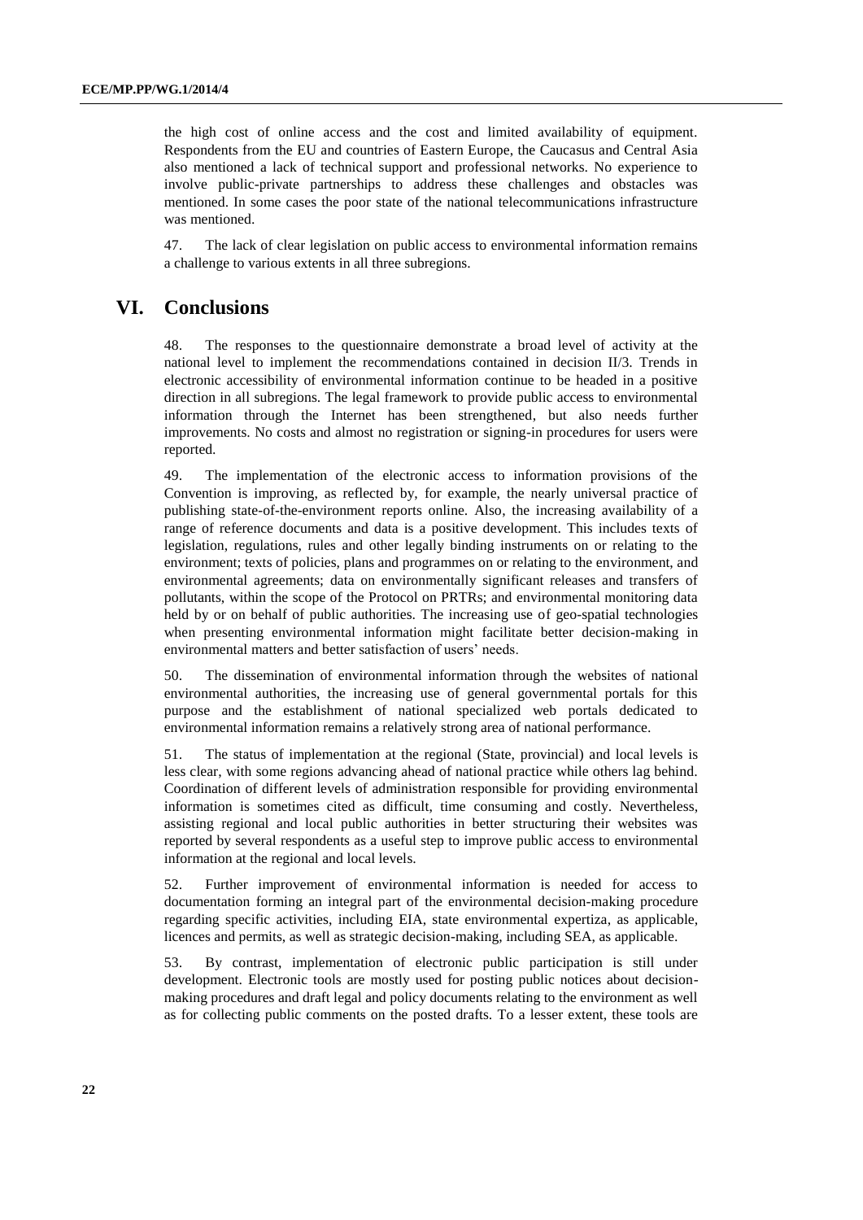the high cost of online access and the cost and limited availability of equipment. Respondents from the EU and countries of Eastern Europe, the Caucasus and Central Asia also mentioned a lack of technical support and professional networks. No experience to involve public-private partnerships to address these challenges and obstacles was mentioned. In some cases the poor state of the national telecommunications infrastructure was mentioned.

47. The lack of clear legislation on public access to environmental information remains a challenge to various extents in all three subregions.

# VI. Conclusions

48. The responses to the questionnaire demonstrate a broad level of activity at the national level to implement the recommendations contained in decision II/3. Trends in electronic accessibility of environmental information continue to be headed in a positive direction in all subregions. The legal framework to provide public access to environmental information through the Internet has been strengthened, but also needs further improvements. No costs and almost no registration or signing-in procedures for users were reported.

49. The implementation of the electronic access to information provisions of the Convention is improving, as reflected by, for example, the nearly universal practice of publishing state-of-the-environment reports online. Also, the increasing availability of a range of reference documents and data is a positive development. This includes texts of legislation, regulations, rules and other legally binding instruments on or relating to the environment; texts of policies, plans and programmes on or relating to the environment, and environmental agreements; data on environmentally significant releases and transfers of pollutants, within the scope of the Protocol on PRTRs; and environmental monitoring data held by or on behalf of public authorities. The increasing use of geo-spatial technologies when presenting environmental information might facilitate better decision-making in environmental matters and better satisfaction of users' needs.

50. The dissemination of environmental information through the websites of national environmental authorities, the increasing use of general governmental portals for this purpose and the establishment of national specialized web portals dedicated to environmental information remains a relatively strong area of national performance.

51. The status of implementation at the regional (State, provincial) and local levels is less clear, with some regions advancing ahead of national practice while others lag behind. Coordination of different levels of administration responsible for providing environmental information is sometimes cited as difficult, time consuming and costly. Nevertheless, assisting regional and local public authorities in better structuring their websites was reported by several respondents as a useful step to improve public access to environmental information at the regional and local levels.

52. Further improvement of environmental information is needed for access to documentation forming an integral part of the environmental decision-making procedure regarding specific activities, including EIA, state environmental expertiza, as applicable, licences and permits, as well as strategic decision-making, including SEA, as applicable.

53. By contrast, implementation of electronic public participation is still under development. Electronic tools are mostly used for posting public notices about decision-making procedures and draft legal and policy documents relating to the environment as well as for collecting public comments on the posted drafts. To a lesser extent, these tools are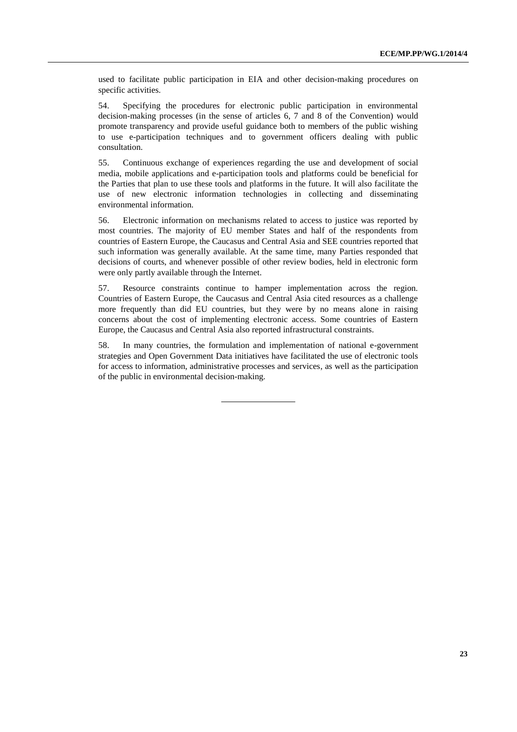used to facilitate public participation in EIA and other decision-making procedures on specific activities.

54. Specifying the procedures for electronic public participation in environmental decision-making processes (in the sense of articles 6, 7 and 8 of the Convention) would promote transparency and provide useful guidance both to members of the public wishing to use e-participation techniques and to government officers dealing with public consultation.

55. Continuous exchange of experiences regarding the use and development of social media, mobile applications and e-participation tools and platforms could be beneficial for the Parties that plan to use these tools and platforms in the future. It will also facilitate the use of new electronic information technologies in collecting and disseminating environmental information.

56. Electronic information on mechanisms related to access to justice was reported by most countries. The majority of EU member States and half of the respondents from countries of Eastern Europe, the Caucasus and Central Asia and SEE countries reported that such information was generally available. At the same time, many Parties responded that decisions of courts, and whenever possible of other review bodies, held in electronic form were only partly available through the Internet.

57. Resource constraints continue to hamper implementation across the region. Countries of Eastern Europe, the Caucasus and Central Asia cited resources as a challenge more frequently than did EU countries, but they were by no means alone in raising concerns about the cost of implementing electronic access. Some countries of Eastern Europe, the Caucasus and Central Asia also reported infrastructural constraints.

58. In many countries, the formulation and implementation of national e-government strategies and Open Government Data initiatives have facilitated the use of electronic tools for access to information, administrative processes and services, as well as the participation of the public in environmental decision-making.